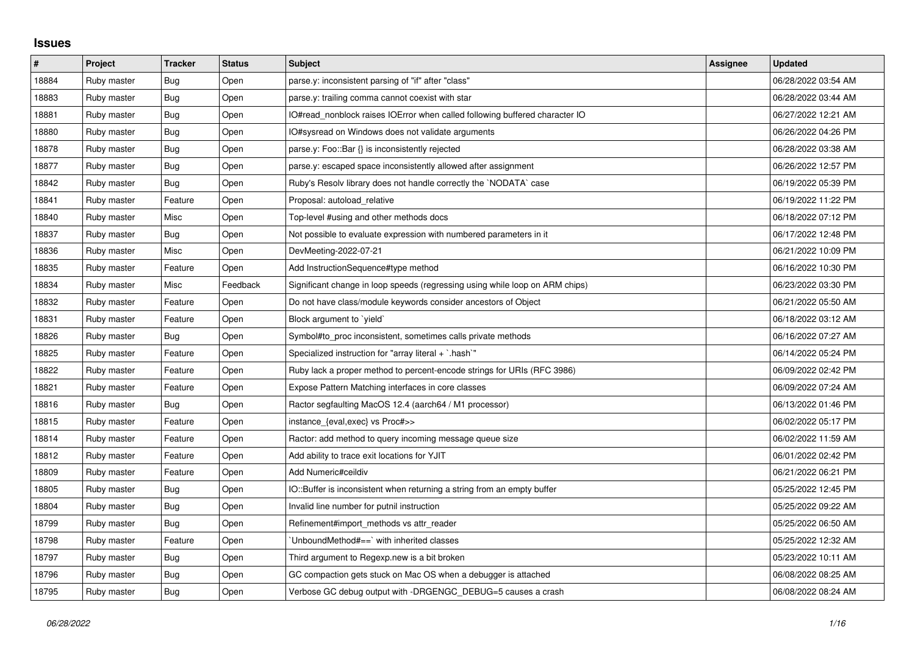# Issues

| # | Project | Tracker | Status | Subject | Assignee | Updated |
|---|---|---|---|---|---|---|
| 18884 | Ruby master | Bug | Open | parse.y: inconsistent parsing of "if" after "class" | | 06/28/2022 03:54 AM |
| 18883 | Ruby master | Bug | Open | parse.y: trailing comma cannot coexist with star | | 06/28/2022 03:44 AM |
| 18881 | Ruby master | Bug | Open | IO#read_nonblock raises IOError when called following buffered character IO | | 06/27/2022 12:21 AM |
| 18880 | Ruby master | Bug | Open | IO#sysread on Windows does not validate arguments | | 06/26/2022 04:26 PM |
| 18878 | Ruby master | Bug | Open | parse.y: Foo::Bar {} is inconsistently rejected | | 06/28/2022 03:38 AM |
| 18877 | Ruby master | Bug | Open | parse.y: escaped space inconsistently allowed after assignment | | 06/26/2022 12:57 PM |
| 18842 | Ruby master | Bug | Open | Ruby's Resolv library does not handle correctly the `NODATA` case | | 06/19/2022 05:39 PM |
| 18841 | Ruby master | Feature | Open | Proposal: autoload_relative | | 06/19/2022 11:22 PM |
| 18840 | Ruby master | Misc | Open | Top-level #using and other methods docs | | 06/18/2022 07:12 PM |
| 18837 | Ruby master | Bug | Open | Not possible to evaluate expression with numbered parameters in it | | 06/17/2022 12:48 PM |
| 18836 | Ruby master | Misc | Open | DevMeeting-2022-07-21 | | 06/21/2022 10:09 PM |
| 18835 | Ruby master | Feature | Open | Add InstructionSequence#type method | | 06/16/2022 10:30 PM |
| 18834 | Ruby master | Misc | Feedback | Significant change in loop speeds (regressing using while loop on ARM chips) | | 06/23/2022 03:30 PM |
| 18832 | Ruby master | Feature | Open | Do not have class/module keywords consider ancestors of Object | | 06/21/2022 05:50 AM |
| 18831 | Ruby master | Feature | Open | Block argument to `yield` | | 06/18/2022 03:12 AM |
| 18826 | Ruby master | Bug | Open | Symbol#to_proc inconsistent, sometimes calls private methods | | 06/16/2022 07:27 AM |
| 18825 | Ruby master | Feature | Open | Specialized instruction for "array literal + `.hash`" | | 06/14/2022 05:24 PM |
| 18822 | Ruby master | Feature | Open | Ruby lack a proper method to percent-encode strings for URIs (RFC 3986) | | 06/09/2022 02:42 PM |
| 18821 | Ruby master | Feature | Open | Expose Pattern Matching interfaces in core classes | | 06/09/2022 07:24 AM |
| 18816 | Ruby master | Bug | Open | Ractor segfaulting MacOS 12.4 (aarch64 / M1 processor) | | 06/13/2022 01:46 PM |
| 18815 | Ruby master | Feature | Open | instance_{eval,exec} vs Proc#>> | | 06/02/2022 05:17 PM |
| 18814 | Ruby master | Feature | Open | Ractor: add method to query incoming message queue size | | 06/02/2022 11:59 AM |
| 18812 | Ruby master | Feature | Open | Add ability to trace exit locations for YJIT | | 06/01/2022 02:42 PM |
| 18809 | Ruby master | Feature | Open | Add Numeric#ceildiv | | 06/21/2022 06:21 PM |
| 18805 | Ruby master | Bug | Open | IO::Buffer is inconsistent when returning a string from an empty buffer | | 05/25/2022 12:45 PM |
| 18804 | Ruby master | Bug | Open | Invalid line number for putnil instruction | | 05/25/2022 09:22 AM |
| 18799 | Ruby master | Bug | Open | Refinement#import_methods vs attr_reader | | 05/25/2022 06:50 AM |
| 18798 | Ruby master | Feature | Open | `UnboundMethod#==` with inherited classes | | 05/25/2022 12:32 AM |
| 18797 | Ruby master | Bug | Open | Third argument to Regexp.new is a bit broken | | 05/23/2022 10:11 AM |
| 18796 | Ruby master | Bug | Open | GC compaction gets stuck on Mac OS when a debugger is attached | | 06/08/2022 08:25 AM |
| 18795 | Ruby master | Bug | Open | Verbose GC debug output with -DRGENGC_DEBUG=5 causes a crash | | 06/08/2022 08:24 AM |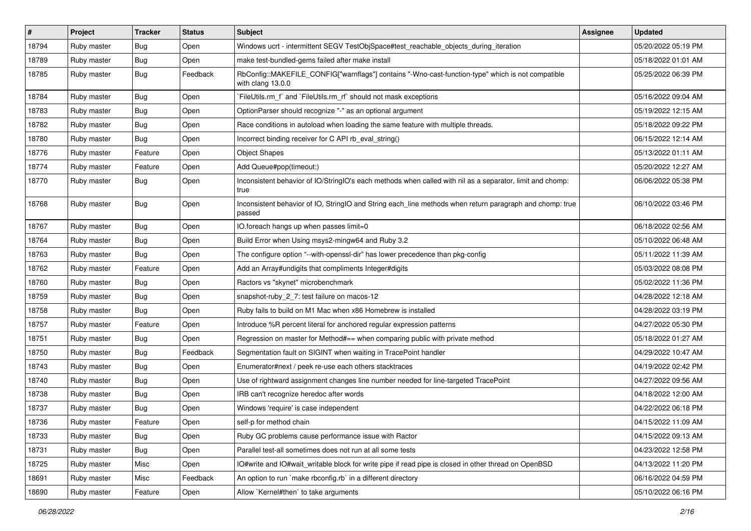| # | Project | Tracker | Status | Subject | Assignee | Updated |
| --- | --- | --- | --- | --- | --- | --- |
| 18794 | Ruby master | Bug | Open | Windows ucrt - intermittent SEGV TestObjSpace#test_reachable_objects_during_iteration | | 05/20/2022 05:19 PM |
| 18789 | Ruby master | Bug | Open | make test-bundled-gems failed after make install | | 05/18/2022 01:01 AM |
| 18785 | Ruby master | Bug | Feedback | RbConfig::MAKEFILE_CONFIG["warnflags"] contains "-Wno-cast-function-type" which is not compatible with clang 13.0.0 | | 05/25/2022 06:39 PM |
| 18784 | Ruby master | Bug | Open | `FileUtils.rm_f` and `FileUtils.rm_rf` should not mask exceptions | | 05/16/2022 09:04 AM |
| 18783 | Ruby master | Bug | Open | OptionParser should recognize "-" as an optional argument | | 05/19/2022 12:15 AM |
| 18782 | Ruby master | Bug | Open | Race conditions in autoload when loading the same feature with multiple threads. | | 05/18/2022 09:22 PM |
| 18780 | Ruby master | Bug | Open | Incorrect binding receiver for C API rb_eval_string() | | 06/15/2022 12:14 AM |
| 18776 | Ruby master | Feature | Open | Object Shapes | | 05/13/2022 01:11 AM |
| 18774 | Ruby master | Feature | Open | Add Queue#pop(timeout:) | | 05/20/2022 12:27 AM |
| 18770 | Ruby master | Bug | Open | Inconsistent behavior of IO/StringIO's each methods when called with nil as a separator, limit and chomp: true | | 06/06/2022 05:38 PM |
| 18768 | Ruby master | Bug | Open | Inconsistent behavior of IO, StringIO and String each_line methods when return paragraph and chomp: true passed | | 06/10/2022 03:46 PM |
| 18767 | Ruby master | Bug | Open | IO.foreach hangs up when passes limit=0 | | 06/18/2022 02:56 AM |
| 18764 | Ruby master | Bug | Open | Build Error when Using msys2-mingw64 and Ruby 3.2 | | 05/10/2022 06:48 AM |
| 18763 | Ruby master | Bug | Open | The configure option "--with-openssl-dir" has lower precedence than pkg-config | | 05/11/2022 11:39 AM |
| 18762 | Ruby master | Feature | Open | Add an Array#undigits that compliments Integer#digits | | 05/03/2022 08:08 PM |
| 18760 | Ruby master | Bug | Open | Ractors vs "skynet" microbenchmark | | 05/02/2022 11:36 PM |
| 18759 | Ruby master | Bug | Open | snapshot-ruby_2_7: test failure on macos-12 | | 04/28/2022 12:18 AM |
| 18758 | Ruby master | Bug | Open | Ruby fails to build on M1 Mac when x86 Homebrew is installed | | 04/28/2022 03:19 PM |
| 18757 | Ruby master | Feature | Open | Introduce %R percent literal for anchored regular expression patterns | | 04/27/2022 05:30 PM |
| 18751 | Ruby master | Bug | Open | Regression on master for Method#== when comparing public with private method | | 05/18/2022 01:27 AM |
| 18750 | Ruby master | Bug | Feedback | Segmentation fault on SIGINT when waiting in TracePoint handler | | 04/29/2022 10:47 AM |
| 18743 | Ruby master | Bug | Open | Enumerator#next / peek re-use each others stacktraces | | 04/19/2022 02:42 PM |
| 18740 | Ruby master | Bug | Open | Use of rightward assignment changes line number needed for line-targeted TracePoint | | 04/27/2022 09:56 AM |
| 18738 | Ruby master | Bug | Open | IRB can't recognize heredoc after words | | 04/18/2022 12:00 AM |
| 18737 | Ruby master | Bug | Open | Windows 'require' is case independent | | 04/22/2022 06:18 PM |
| 18736 | Ruby master | Feature | Open | self-p for method chain | | 04/15/2022 11:09 AM |
| 18733 | Ruby master | Bug | Open | Ruby GC problems cause performance issue with Ractor | | 04/15/2022 09:13 AM |
| 18731 | Ruby master | Bug | Open | Parallel test-all sometimes does not run at all some tests | | 04/23/2022 12:58 PM |
| 18725 | Ruby master | Misc | Open | IO#write and IO#wait_writable block for write pipe if read pipe is closed in other thread on OpenBSD | | 04/13/2022 11:20 PM |
| 18691 | Ruby master | Misc | Feedback | An option to run `make rbconfig.rb` in a different directory | | 06/16/2022 04:59 PM |
| 18690 | Ruby master | Feature | Open | Allow `Kernel#then` to take arguments | | 05/10/2022 06:16 PM |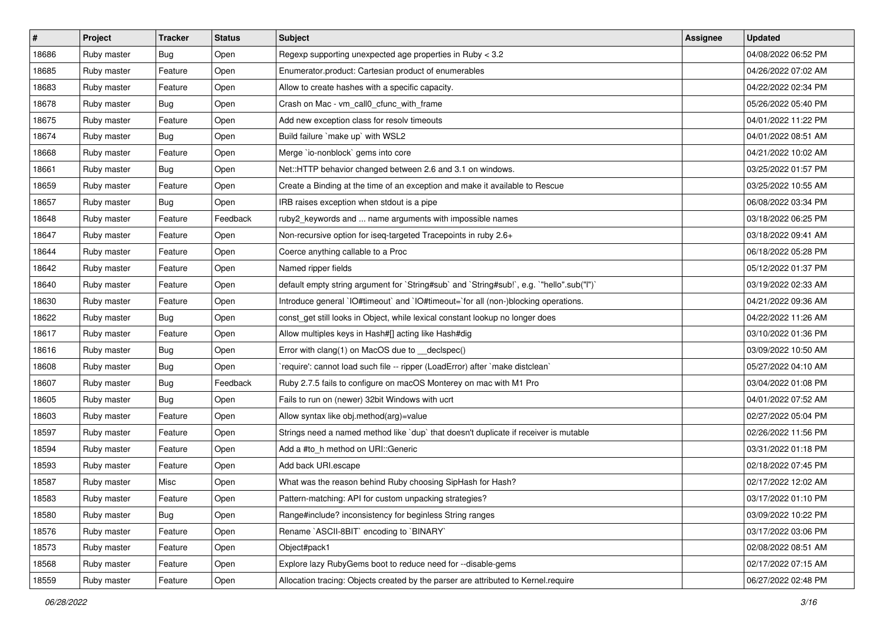| # | Project | Tracker | Status | Subject | Assignee | Updated |
|---|---|---|---|---|---|---|
| 18686 | Ruby master | Bug | Open | Regexp supporting unexpected age properties in Ruby < 3.2 | | 04/08/2022 06:52 PM |
| 18685 | Ruby master | Feature | Open | Enumerator.product: Cartesian product of enumerables | | 04/26/2022 07:02 AM |
| 18683 | Ruby master | Feature | Open | Allow to create hashes with a specific capacity. | | 04/22/2022 02:34 PM |
| 18678 | Ruby master | Bug | Open | Crash on Mac - vm_call0_cfunc_with_frame | | 05/26/2022 05:40 PM |
| 18675 | Ruby master | Feature | Open | Add new exception class for resolv timeouts | | 04/01/2022 11:22 PM |
| 18674 | Ruby master | Bug | Open | Build failure `make up` with WSL2 | | 04/01/2022 08:51 AM |
| 18668 | Ruby master | Feature | Open | Merge `io-nonblock` gems into core | | 04/21/2022 10:02 AM |
| 18661 | Ruby master | Bug | Open | Net::HTTP behavior changed between 2.6 and 3.1 on windows. | | 03/25/2022 01:57 PM |
| 18659 | Ruby master | Feature | Open | Create a Binding at the time of an exception and make it available to Rescue | | 03/25/2022 10:55 AM |
| 18657 | Ruby master | Bug | Open | IRB raises exception when stdout is a pipe | | 06/08/2022 03:34 PM |
| 18648 | Ruby master | Feature | Feedback | ruby2_keywords and ... name arguments with impossible names | | 03/18/2022 06:25 PM |
| 18647 | Ruby master | Feature | Open | Non-recursive option for iseq-targeted Tracepoints in ruby 2.6+ | | 03/18/2022 09:41 AM |
| 18644 | Ruby master | Feature | Open | Coerce anything callable to a Proc | | 06/18/2022 05:28 PM |
| 18642 | Ruby master | Feature | Open | Named ripper fields | | 05/12/2022 01:37 PM |
| 18640 | Ruby master | Feature | Open | default empty string argument for `String#sub` and `String#sub!`, e.g. `"hello".sub("l")` | | 03/19/2022 02:33 AM |
| 18630 | Ruby master | Feature | Open | Introduce general `IO#timeout` and `IO#timeout=`for all (non-)blocking operations. | | 04/21/2022 09:36 AM |
| 18622 | Ruby master | Bug | Open | const_get still looks in Object, while lexical constant lookup no longer does | | 04/22/2022 11:26 AM |
| 18617 | Ruby master | Feature | Open | Allow multiples keys in Hash#[] acting like Hash#dig | | 03/10/2022 01:36 PM |
| 18616 | Ruby master | Bug | Open | Error with clang(1) on MacOS due to __declspec() | | 03/09/2022 10:50 AM |
| 18608 | Ruby master | Bug | Open | `require': cannot load such file -- ripper (LoadError) after `make distclean` | | 05/27/2022 04:10 AM |
| 18607 | Ruby master | Bug | Feedback | Ruby 2.7.5 fails to configure on macOS Monterey on mac with M1 Pro | | 03/04/2022 01:08 PM |
| 18605 | Ruby master | Bug | Open | Fails to run on (newer) 32bit Windows with ucrt | | 04/01/2022 07:52 AM |
| 18603 | Ruby master | Feature | Open | Allow syntax like obj.method(arg)=value | | 02/27/2022 05:04 PM |
| 18597 | Ruby master | Feature | Open | Strings need a named method like `dup` that doesn't duplicate if receiver is mutable | | 02/26/2022 11:56 PM |
| 18594 | Ruby master | Feature | Open | Add a #to_h method on URI::Generic | | 03/31/2022 01:18 PM |
| 18593 | Ruby master | Feature | Open | Add back URI.escape | | 02/18/2022 07:45 PM |
| 18587 | Ruby master | Misc | Open | What was the reason behind Ruby choosing SipHash for Hash? | | 02/17/2022 12:02 AM |
| 18583 | Ruby master | Feature | Open | Pattern-matching: API for custom unpacking strategies? | | 03/17/2022 01:10 PM |
| 18580 | Ruby master | Bug | Open | Range#include? inconsistency for beginless String ranges | | 03/09/2022 10:22 PM |
| 18576 | Ruby master | Feature | Open | Rename `ASCII-8BIT` encoding to `BINARY` | | 03/17/2022 03:06 PM |
| 18573 | Ruby master | Feature | Open | Object#pack1 | | 02/08/2022 08:51 AM |
| 18568 | Ruby master | Feature | Open | Explore lazy RubyGems boot to reduce need for --disable-gems | | 02/17/2022 07:15 AM |
| 18559 | Ruby master | Feature | Open | Allocation tracing: Objects created by the parser are attributed to Kernel.require | | 06/27/2022 02:48 PM |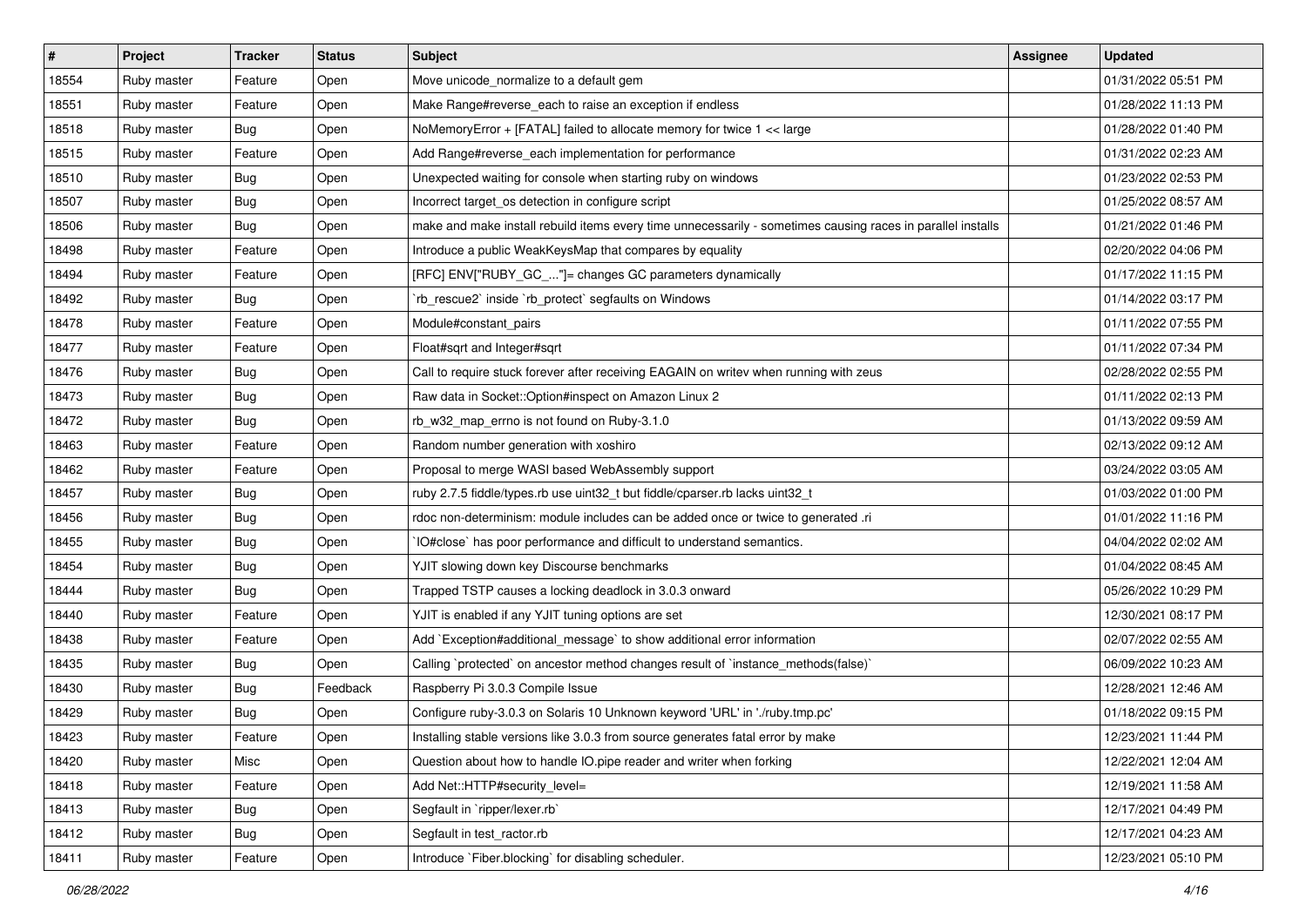| # | Project | Tracker | Status | Subject | Assignee | Updated |
|---|---|---|---|---|---|---|
| 18554 | Ruby master | Feature | Open | Move unicode_normalize to a default gem | | 01/31/2022 05:51 PM |
| 18551 | Ruby master | Feature | Open | Make Range#reverse_each to raise an exception if endless | | 01/28/2022 11:13 PM |
| 18518 | Ruby master | Bug | Open | NoMemoryError + [FATAL] failed to allocate memory for twice 1 << large | | 01/28/2022 01:40 PM |
| 18515 | Ruby master | Feature | Open | Add Range#reverse_each implementation for performance | | 01/31/2022 02:23 AM |
| 18510 | Ruby master | Bug | Open | Unexpected waiting for console when starting ruby on windows | | 01/23/2022 02:53 PM |
| 18507 | Ruby master | Bug | Open | Incorrect target_os detection in configure script | | 01/25/2022 08:57 AM |
| 18506 | Ruby master | Bug | Open | make and make install rebuild items every time unnecessarily - sometimes causing races in parallel installs | | 01/21/2022 01:46 PM |
| 18498 | Ruby master | Feature | Open | Introduce a public WeakKeysMap that compares by equality | | 02/20/2022 04:06 PM |
| 18494 | Ruby master | Feature | Open | [RFC] ENV["RUBY_GC_..."]= changes GC parameters dynamically | | 01/17/2022 11:15 PM |
| 18492 | Ruby master | Bug | Open | `rb_rescue2` inside `rb_protect` segfaults on Windows | | 01/14/2022 03:17 PM |
| 18478 | Ruby master | Feature | Open | Module#constant_pairs | | 01/11/2022 07:55 PM |
| 18477 | Ruby master | Feature | Open | Float#sqrt and Integer#sqrt | | 01/11/2022 07:34 PM |
| 18476 | Ruby master | Bug | Open | Call to require stuck forever after receiving EAGAIN on writev when running with zeus | | 02/28/2022 02:55 PM |
| 18473 | Ruby master | Bug | Open | Raw data in Socket::Option#inspect on Amazon Linux 2 | | 01/11/2022 02:13 PM |
| 18472 | Ruby master | Bug | Open | rb_w32_map_errno is not found on Ruby-3.1.0 | | 01/13/2022 09:59 AM |
| 18463 | Ruby master | Feature | Open | Random number generation with xoshiro | | 02/13/2022 09:12 AM |
| 18462 | Ruby master | Feature | Open | Proposal to merge WASI based WebAssembly support | | 03/24/2022 03:05 AM |
| 18457 | Ruby master | Bug | Open | ruby 2.7.5 fiddle/types.rb use uint32_t but fiddle/cparser.rb lacks uint32_t | | 01/03/2022 01:00 PM |
| 18456 | Ruby master | Bug | Open | rdoc non-determinism: module includes can be added once or twice to generated .ri | | 01/01/2022 11:16 PM |
| 18455 | Ruby master | Bug | Open | `IO#close` has poor performance and difficult to understand semantics. | | 04/04/2022 02:02 AM |
| 18454 | Ruby master | Bug | Open | YJIT slowing down key Discourse benchmarks | | 01/04/2022 08:45 AM |
| 18444 | Ruby master | Bug | Open | Trapped TSTP causes a locking deadlock in 3.0.3 onward | | 05/26/2022 10:29 PM |
| 18440 | Ruby master | Feature | Open | YJIT is enabled if any YJIT tuning options are set | | 12/30/2021 08:17 PM |
| 18438 | Ruby master | Feature | Open | Add `Exception#additional_message` to show additional error information | | 02/07/2022 02:55 AM |
| 18435 | Ruby master | Bug | Open | Calling `protected` on ancestor method changes result of `instance_methods(false)` | | 06/09/2022 10:23 AM |
| 18430 | Ruby master | Bug | Feedback | Raspberry Pi 3.0.3 Compile Issue | | 12/28/2021 12:46 AM |
| 18429 | Ruby master | Bug | Open | Configure ruby-3.0.3 on Solaris 10 Unknown keyword 'URL' in './ruby.tmp.pc' | | 01/18/2022 09:15 PM |
| 18423 | Ruby master | Feature | Open | Installing stable versions like 3.0.3 from source generates fatal error by make | | 12/23/2021 11:44 PM |
| 18420 | Ruby master | Misc | Open | Question about how to handle IO.pipe reader and writer when forking | | 12/22/2021 12:04 AM |
| 18418 | Ruby master | Feature | Open | Add Net::HTTP#security_level= | | 12/19/2021 11:58 AM |
| 18413 | Ruby master | Bug | Open | Segfault in `ripper/lexer.rb` | | 12/17/2021 04:49 PM |
| 18412 | Ruby master | Bug | Open | Segfault in test_ractor.rb | | 12/17/2021 04:23 AM |
| 18411 | Ruby master | Feature | Open | Introduce `Fiber.blocking` for disabling scheduler. | | 12/23/2021 05:10 PM |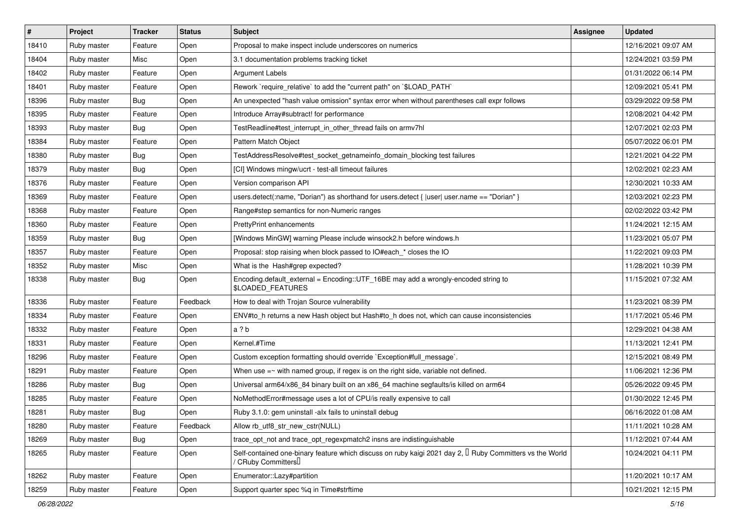| # | Project | Tracker | Status | Subject | Assignee | Updated |
|---|---|---|---|---|---|---|
| 18410 | Ruby master | Feature | Open | Proposal to make inspect include underscores on numerics | | 12/16/2021 09:07 AM |
| 18404 | Ruby master | Misc | Open | 3.1 documentation problems tracking ticket | | 12/24/2021 03:59 PM |
| 18402 | Ruby master | Feature | Open | Argument Labels | | 01/31/2022 06:14 PM |
| 18401 | Ruby master | Feature | Open | Rework `require_relative` to add the "current path" on `$LOAD_PATH` | | 12/09/2021 05:41 PM |
| 18396 | Ruby master | Bug | Open | An unexpected "hash value omission" syntax error when without parentheses call expr follows | | 03/29/2022 09:58 PM |
| 18395 | Ruby master | Feature | Open | Introduce Array#subtract! for performance | | 12/08/2021 04:42 PM |
| 18393 | Ruby master | Bug | Open | TestReadline#test_interrupt_in_other_thread fails on armv7hl | | 12/07/2021 02:03 PM |
| 18384 | Ruby master | Feature | Open | Pattern Match Object | | 05/07/2022 06:01 PM |
| 18380 | Ruby master | Bug | Open | TestAddressResolve#test_socket_getnameinfo_domain_blocking test failures | | 12/21/2021 04:22 PM |
| 18379 | Ruby master | Bug | Open | [CI] Windows mingw/ucrt - test-all timeout failures | | 12/02/2021 02:23 AM |
| 18376 | Ruby master | Feature | Open | Version comparison API | | 12/30/2021 10:33 AM |
| 18369 | Ruby master | Feature | Open | users.detect(:name, "Dorian") as shorthand for users.detect { \|user\| user.name == "Dorian" } | | 12/03/2021 02:23 PM |
| 18368 | Ruby master | Feature | Open | Range#step semantics for non-Numeric ranges | | 02/02/2022 03:42 PM |
| 18360 | Ruby master | Feature | Open | PrettyPrint enhancements | | 11/24/2021 12:15 AM |
| 18359 | Ruby master | Bug | Open | [Windows MinGW] warning Please include winsock2.h before windows.h | | 11/23/2021 05:07 PM |
| 18357 | Ruby master | Feature | Open | Proposal: stop raising when block passed to IO#each_* closes the IO | | 11/22/2021 09:03 PM |
| 18352 | Ruby master | Misc | Open | What is the Hash#grep expected? | | 11/28/2021 10:39 PM |
| 18338 | Ruby master | Bug | Open | Encoding.default_external = Encoding::UTF_16BE may add a wrongly-encoded string to $LOADED_FEATURES | | 11/15/2021 07:32 AM |
| 18336 | Ruby master | Feature | Feedback | How to deal with Trojan Source vulnerability | | 11/23/2021 08:39 PM |
| 18334 | Ruby master | Feature | Open | ENV#to_h returns a new Hash object but Hash#to_h does not, which can cause inconsistencies | | 11/17/2021 05:46 PM |
| 18332 | Ruby master | Feature | Open | a ? b | | 12/29/2021 04:38 AM |
| 18331 | Ruby master | Feature | Open | Kernel.#Time | | 11/13/2021 12:41 PM |
| 18296 | Ruby master | Feature | Open | Custom exception formatting should override `Exception#full_message`. | | 12/15/2021 08:49 PM |
| 18291 | Ruby master | Feature | Open | When use =~ with named group, if regex is on the right side, variable not defined. | | 11/06/2021 12:36 PM |
| 18286 | Ruby master | Bug | Open | Universal arm64/x86_84 binary built on an x86_64 machine segfaults/is killed on arm64 | | 05/26/2022 09:45 PM |
| 18285 | Ruby master | Feature | Open | NoMethodError#message uses a lot of CPU/is really expensive to call | | 01/30/2022 12:45 PM |
| 18281 | Ruby master | Bug | Open | Ruby 3.1.0: gem uninstall -alx fails to uninstall debug | | 06/16/2022 01:08 AM |
| 18280 | Ruby master | Feature | Feedback | Allow rb_utf8_str_new_cstr(NULL) | | 11/11/2021 10:28 AM |
| 18269 | Ruby master | Bug | Open | trace_opt_not and trace_opt_regexpmatch2 insns are indistinguishable | | 11/12/2021 07:44 AM |
| 18265 | Ruby master | Feature | Open | Self-contained one-binary feature which discuss on ruby kaigi 2021 day 2, 「Ruby Committers vs the World / CRuby Committers」 | | 10/24/2021 04:11 PM |
| 18262 | Ruby master | Feature | Open | Enumerator::Lazy#partition | | 11/20/2021 10:17 AM |
| 18259 | Ruby master | Feature | Open | Support quarter spec %q in Time#strftime | | 10/21/2021 12:15 PM |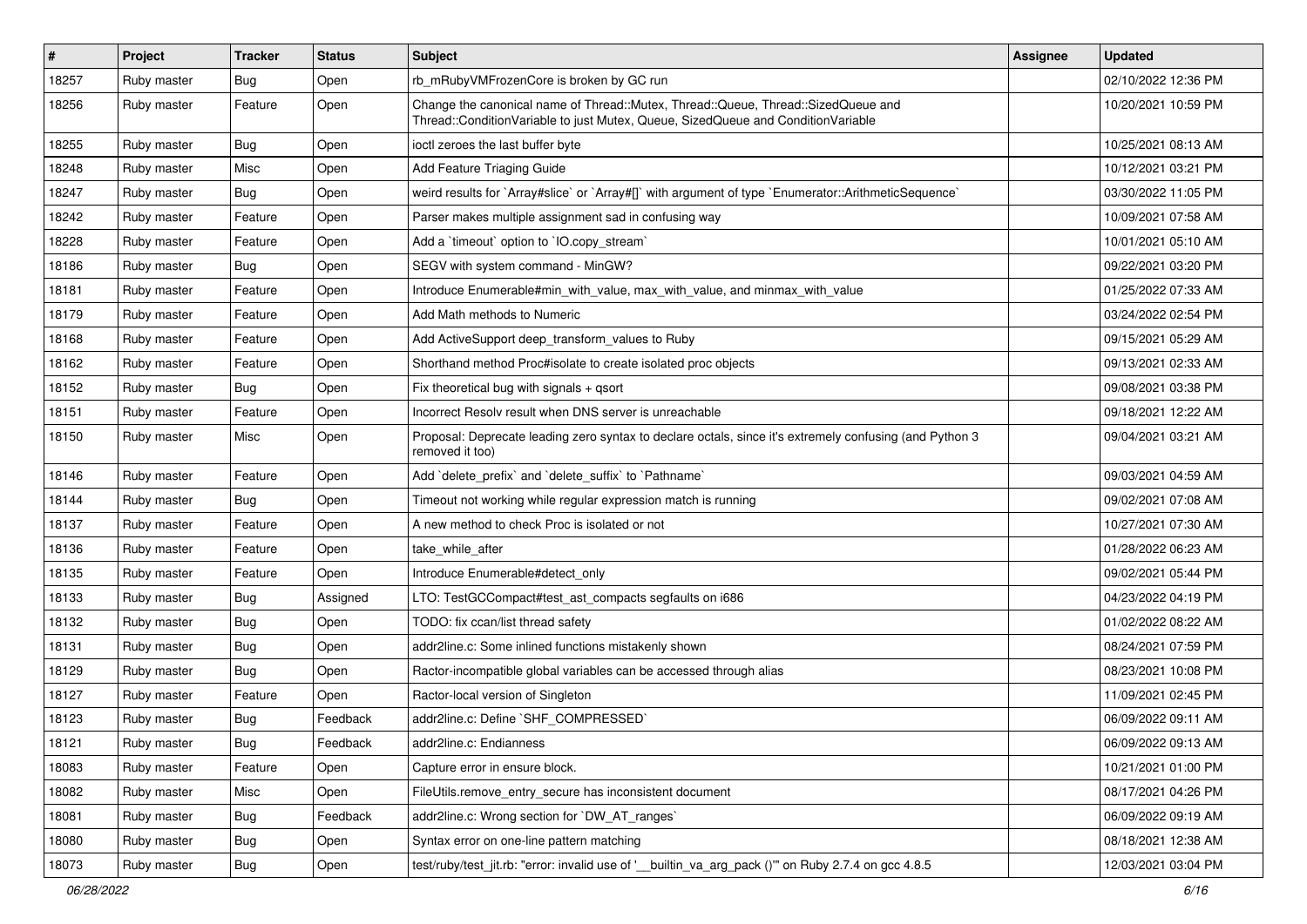| # | Project | Tracker | Status | Subject | Assignee | Updated |
|---|---|---|---|---|---|---|
| 18257 | Ruby master | Bug | Open | rb_mRubyVMFrozenCore is broken by GC run | | 02/10/2022 12:36 PM |
| 18256 | Ruby master | Feature | Open | Change the canonical name of Thread::Mutex, Thread::Queue, Thread::SizedQueue and Thread::ConditionVariable to just Mutex, Queue, SizedQueue and ConditionVariable | | 10/20/2021 10:59 PM |
| 18255 | Ruby master | Bug | Open | ioctl zeroes the last buffer byte | | 10/25/2021 08:13 AM |
| 18248 | Ruby master | Misc | Open | Add Feature Triaging Guide | | 10/12/2021 03:21 PM |
| 18247 | Ruby master | Bug | Open | weird results for `Array#slice` or `Array#[]` with argument of type `Enumerator::ArithmeticSequence` | | 03/30/2022 11:05 PM |
| 18242 | Ruby master | Feature | Open | Parser makes multiple assignment sad in confusing way | | 10/09/2021 07:58 AM |
| 18228 | Ruby master | Feature | Open | Add a `timeout` option to `IO.copy_stream` | | 10/01/2021 05:10 AM |
| 18186 | Ruby master | Bug | Open | SEGV with system command - MinGW? | | 09/22/2021 03:20 PM |
| 18181 | Ruby master | Feature | Open | Introduce Enumerable#min_with_value, max_with_value, and minmax_with_value | | 01/25/2022 07:33 AM |
| 18179 | Ruby master | Feature | Open | Add Math methods to Numeric | | 03/24/2022 02:54 PM |
| 18168 | Ruby master | Feature | Open | Add ActiveSupport deep_transform_values to Ruby | | 09/15/2021 05:29 AM |
| 18162 | Ruby master | Feature | Open | Shorthand method Proc#isolate to create isolated proc objects | | 09/13/2021 02:33 AM |
| 18152 | Ruby master | Bug | Open | Fix theoretical bug with signals + qsort | | 09/08/2021 03:38 PM |
| 18151 | Ruby master | Feature | Open | Incorrect Resolv result when DNS server is unreachable | | 09/18/2021 12:22 AM |
| 18150 | Ruby master | Misc | Open | Proposal: Deprecate leading zero syntax to declare octals, since it's extremely confusing (and Python 3 removed it too) | | 09/04/2021 03:21 AM |
| 18146 | Ruby master | Feature | Open | Add `delete_prefix` and `delete_suffix` to `Pathname` | | 09/03/2021 04:59 AM |
| 18144 | Ruby master | Bug | Open | Timeout not working while regular expression match is running | | 09/02/2021 07:08 AM |
| 18137 | Ruby master | Feature | Open | A new method to check Proc is isolated or not | | 10/27/2021 07:30 AM |
| 18136 | Ruby master | Feature | Open | take_while_after | | 01/28/2022 06:23 AM |
| 18135 | Ruby master | Feature | Open | Introduce Enumerable#detect_only | | 09/02/2021 05:44 PM |
| 18133 | Ruby master | Bug | Assigned | LTO: TestGCCompact#test_ast_compacts segfaults on i686 | | 04/23/2022 04:19 PM |
| 18132 | Ruby master | Bug | Open | TODO: fix ccan/list thread safety | | 01/02/2022 08:22 AM |
| 18131 | Ruby master | Bug | Open | addr2line.c: Some inlined functions mistakenly shown | | 08/24/2021 07:59 PM |
| 18129 | Ruby master | Bug | Open | Ractor-incompatible global variables can be accessed through alias | | 08/23/2021 10:08 PM |
| 18127 | Ruby master | Feature | Open | Ractor-local version of Singleton | | 11/09/2021 02:45 PM |
| 18123 | Ruby master | Bug | Feedback | addr2line.c: Define `SHF_COMPRESSED` | | 06/09/2022 09:11 AM |
| 18121 | Ruby master | Bug | Feedback | addr2line.c: Endianness | | 06/09/2022 09:13 AM |
| 18083 | Ruby master | Feature | Open | Capture error in ensure block. | | 10/21/2021 01:00 PM |
| 18082 | Ruby master | Misc | Open | FileUtils.remove_entry_secure has inconsistent document | | 08/17/2021 04:26 PM |
| 18081 | Ruby master | Bug | Feedback | addr2line.c: Wrong section for `DW_AT_ranges` | | 06/09/2022 09:19 AM |
| 18080 | Ruby master | Bug | Open | Syntax error on one-line pattern matching | | 08/18/2021 12:38 AM |
| 18073 | Ruby master | Bug | Open | test/ruby/test_jit.rb: "error: invalid use of '__builtin_va_arg_pack ()'" on Ruby 2.7.4 on gcc 4.8.5 | | 12/03/2021 03:04 PM |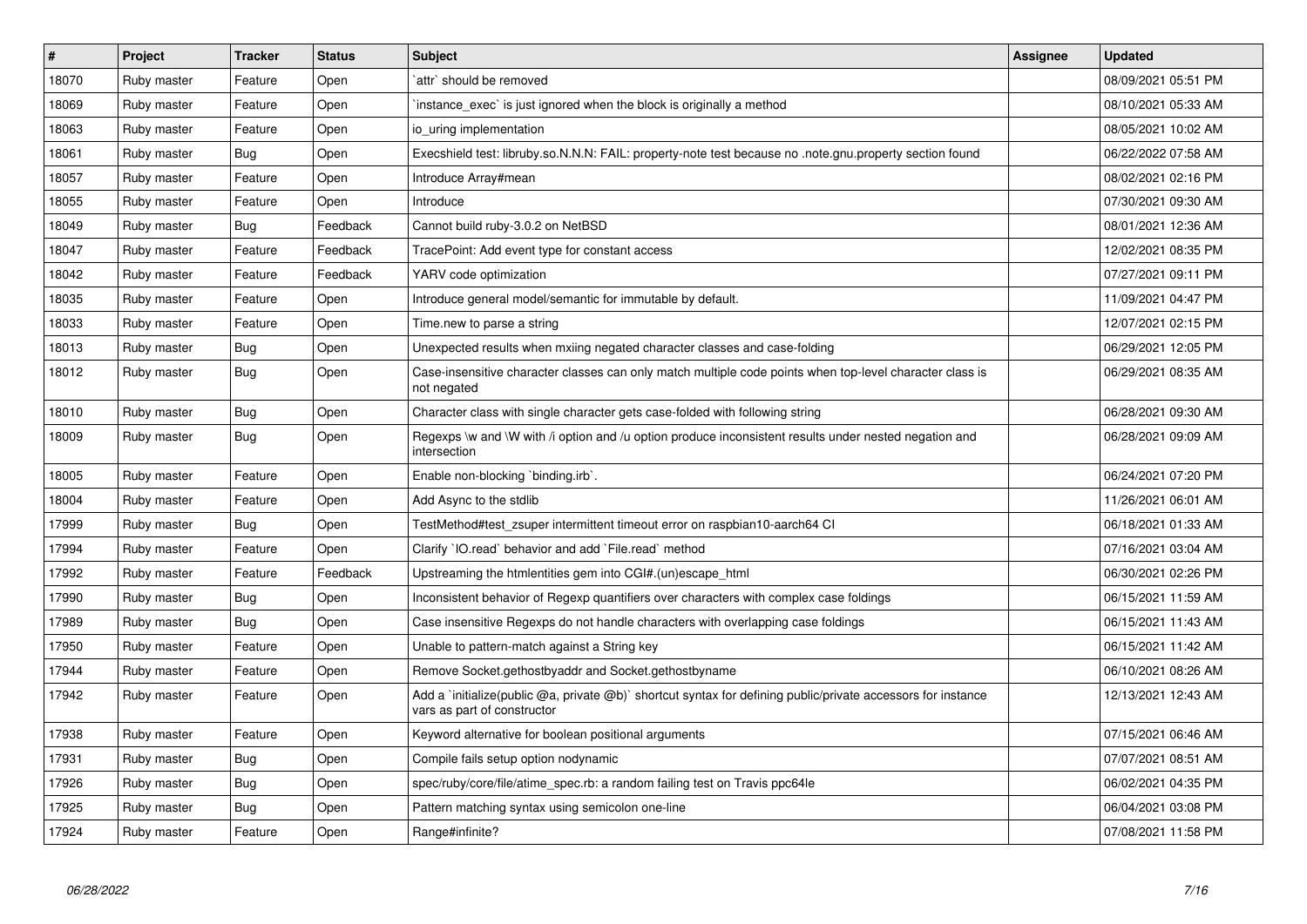| # | Project | Tracker | Status | Subject | Assignee | Updated |
|---|---|---|---|---|---|---|
| 18070 | Ruby master | Feature | Open | `attr` should be removed | | 08/09/2021 05:51 PM |
| 18069 | Ruby master | Feature | Open | `instance_exec` is just ignored when the block is originally a method | | 08/10/2021 05:33 AM |
| 18063 | Ruby master | Feature | Open | io_uring implementation | | 08/05/2021 10:02 AM |
| 18061 | Ruby master | Bug | Open | Execshield test: libruby.so.N.N.N: FAIL: property-note test because no .note.gnu.property section found | | 06/22/2022 07:58 AM |
| 18057 | Ruby master | Feature | Open | Introduce Array#mean | | 08/02/2021 02:16 PM |
| 18055 | Ruby master | Feature | Open | Introduce | | 07/30/2021 09:30 AM |
| 18049 | Ruby master | Bug | Feedback | Cannot build ruby-3.0.2 on NetBSD | | 08/01/2021 12:36 AM |
| 18047 | Ruby master | Feature | Feedback | TracePoint: Add event type for constant access | | 12/02/2021 08:35 PM |
| 18042 | Ruby master | Feature | Feedback | YARV code optimization | | 07/27/2021 09:11 PM |
| 18035 | Ruby master | Feature | Open | Introduce general model/semantic for immutable by default. | | 11/09/2021 04:47 PM |
| 18033 | Ruby master | Feature | Open | Time.new to parse a string | | 12/07/2021 02:15 PM |
| 18013 | Ruby master | Bug | Open | Unexpected results when mxiing negated character classes and case-folding | | 06/29/2021 12:05 PM |
| 18012 | Ruby master | Bug | Open | Case-insensitive character classes can only match multiple code points when top-level character class is not negated | | 06/29/2021 08:35 AM |
| 18010 | Ruby master | Bug | Open | Character class with single character gets case-folded with following string | | 06/28/2021 09:30 AM |
| 18009 | Ruby master | Bug | Open | Regexps \w and \W with /i option and /u option produce inconsistent results under nested negation and intersection | | 06/28/2021 09:09 AM |
| 18005 | Ruby master | Feature | Open | Enable non-blocking `binding.irb`. | | 06/24/2021 07:20 PM |
| 18004 | Ruby master | Feature | Open | Add Async to the stdlib | | 11/26/2021 06:01 AM |
| 17999 | Ruby master | Bug | Open | TestMethod#test_zsuper intermittent timeout error on raspbian10-aarch64 CI | | 06/18/2021 01:33 AM |
| 17994 | Ruby master | Feature | Open | Clarify `IO.read` behavior and add `File.read` method | | 07/16/2021 03:04 AM |
| 17992 | Ruby master | Feature | Feedback | Upstreaming the htmlentities gem into CGI#.(un)escape_html | | 06/30/2021 02:26 PM |
| 17990 | Ruby master | Bug | Open | Inconsistent behavior of Regexp quantifiers over characters with complex case foldings | | 06/15/2021 11:59 AM |
| 17989 | Ruby master | Bug | Open | Case insensitive Regexps do not handle characters with overlapping case foldings | | 06/15/2021 11:43 AM |
| 17950 | Ruby master | Feature | Open | Unable to pattern-match against a String key | | 06/15/2021 11:42 AM |
| 17944 | Ruby master | Feature | Open | Remove Socket.gethostbyaddr and Socket.gethostbyname | | 06/10/2021 08:26 AM |
| 17942 | Ruby master | Feature | Open | Add a `initialize(public @a, private @b)` shortcut syntax for defining public/private accessors for instance vars as part of constructor | | 12/13/2021 12:43 AM |
| 17938 | Ruby master | Feature | Open | Keyword alternative for boolean positional arguments | | 07/15/2021 06:46 AM |
| 17931 | Ruby master | Bug | Open | Compile fails setup option nodynamic | | 07/07/2021 08:51 AM |
| 17926 | Ruby master | Bug | Open | spec/ruby/core/file/atime_spec.rb: a random failing test on Travis ppc64le | | 06/02/2021 04:35 PM |
| 17925 | Ruby master | Bug | Open | Pattern matching syntax using semicolon one-line | | 06/04/2021 03:08 PM |
| 17924 | Ruby master | Feature | Open | Range#infinite? | | 07/08/2021 11:58 PM |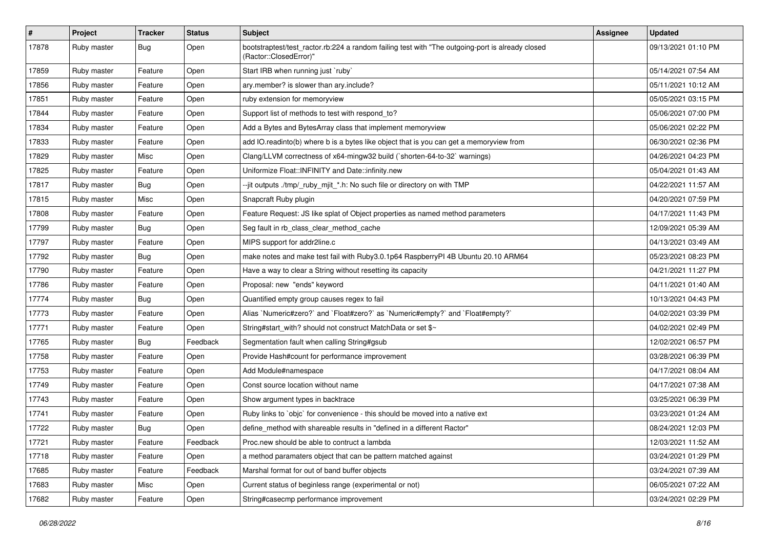| # | Project | Tracker | Status | Subject | Assignee | Updated |
|---|---|---|---|---|---|---|
| 17878 | Ruby master | Bug | Open | bootstraptest/test_ractor.rb:224 a random failing test with "The outgoing-port is already closed (Ractor::ClosedError)" | | 09/13/2021 01:10 PM |
| 17859 | Ruby master | Feature | Open | Start IRB when running just `ruby` | | 05/14/2021 07:54 AM |
| 17856 | Ruby master | Feature | Open | ary.member? is slower than ary.include? | | 05/11/2021 10:12 AM |
| 17851 | Ruby master | Feature | Open | ruby extension for memoryview | | 05/05/2021 03:15 PM |
| 17844 | Ruby master | Feature | Open | Support list of methods to test with respond_to? | | 05/06/2021 07:00 PM |
| 17834 | Ruby master | Feature | Open | Add a Bytes and BytesArray class that implement memoryview | | 05/06/2021 02:22 PM |
| 17833 | Ruby master | Feature | Open | add IO.readinto(b) where b is a bytes like object that is you can get a memoryview from | | 06/30/2021 02:36 PM |
| 17829 | Ruby master | Misc | Open | Clang/LLVM correctness of x64-mingw32 build (`shorten-64-to-32` warnings) | | 04/26/2021 04:23 PM |
| 17825 | Ruby master | Feature | Open | Uniformize Float::INFINITY and Date::infinity.new | | 05/04/2021 01:43 AM |
| 17817 | Ruby master | Bug | Open | --jit outputs ./tmp/_ruby_mjit_*.h: No such file or directory on with TMP | | 04/22/2021 11:57 AM |
| 17815 | Ruby master | Misc | Open | Snapcraft Ruby plugin | | 04/20/2021 07:59 PM |
| 17808 | Ruby master | Feature | Open | Feature Request: JS like splat of Object properties as named method parameters | | 04/17/2021 11:43 PM |
| 17799 | Ruby master | Bug | Open | Seg fault in rb_class_clear_method_cache | | 12/09/2021 05:39 AM |
| 17797 | Ruby master | Feature | Open | MIPS support for addr2line.c | | 04/13/2021 03:49 AM |
| 17792 | Ruby master | Bug | Open | make notes and make test fail with Ruby3.0.1p64 RaspberryPI 4B Ubuntu 20.10 ARM64 | | 05/23/2021 08:23 PM |
| 17790 | Ruby master | Feature | Open | Have a way to clear a String without resetting its capacity | | 04/21/2021 11:27 PM |
| 17786 | Ruby master | Feature | Open | Proposal: new "ends" keyword | | 04/11/2021 01:40 AM |
| 17774 | Ruby master | Bug | Open | Quantified empty group causes regex to fail | | 10/13/2021 04:43 PM |
| 17773 | Ruby master | Feature | Open | Alias `Numeric#zero?` and `Float#zero?` as `Numeric#empty?` and `Float#empty?` | | 04/02/2021 03:39 PM |
| 17771 | Ruby master | Feature | Open | String#start_with? should not construct MatchData or set $~ | | 04/02/2021 02:49 PM |
| 17765 | Ruby master | Bug | Feedback | Segmentation fault when calling String#gsub | | 12/02/2021 06:57 PM |
| 17758 | Ruby master | Feature | Open | Provide Hash#count for performance improvement | | 03/28/2021 06:39 PM |
| 17753 | Ruby master | Feature | Open | Add Module#namespace | | 04/17/2021 08:04 AM |
| 17749 | Ruby master | Feature | Open | Const source location without name | | 04/17/2021 07:38 AM |
| 17743 | Ruby master | Feature | Open | Show argument types in backtrace | | 03/25/2021 06:39 PM |
| 17741 | Ruby master | Feature | Open | Ruby links to `objc` for convenience - this should be moved into a native ext | | 03/23/2021 01:24 AM |
| 17722 | Ruby master | Bug | Open | define_method with shareable results in "defined in a different Ractor" | | 08/24/2021 12:03 PM |
| 17721 | Ruby master | Feature | Feedback | Proc.new should be able to contruct a lambda | | 12/03/2021 11:52 AM |
| 17718 | Ruby master | Feature | Open | a method paramaters object that can be pattern matched against | | 03/24/2021 01:29 PM |
| 17685 | Ruby master | Feature | Feedback | Marshal format for out of band buffer objects | | 03/24/2021 07:39 AM |
| 17683 | Ruby master | Misc | Open | Current status of beginless range (experimental or not) | | 06/05/2021 07:22 AM |
| 17682 | Ruby master | Feature | Open | String#casecmp performance improvement | | 03/24/2021 02:29 PM |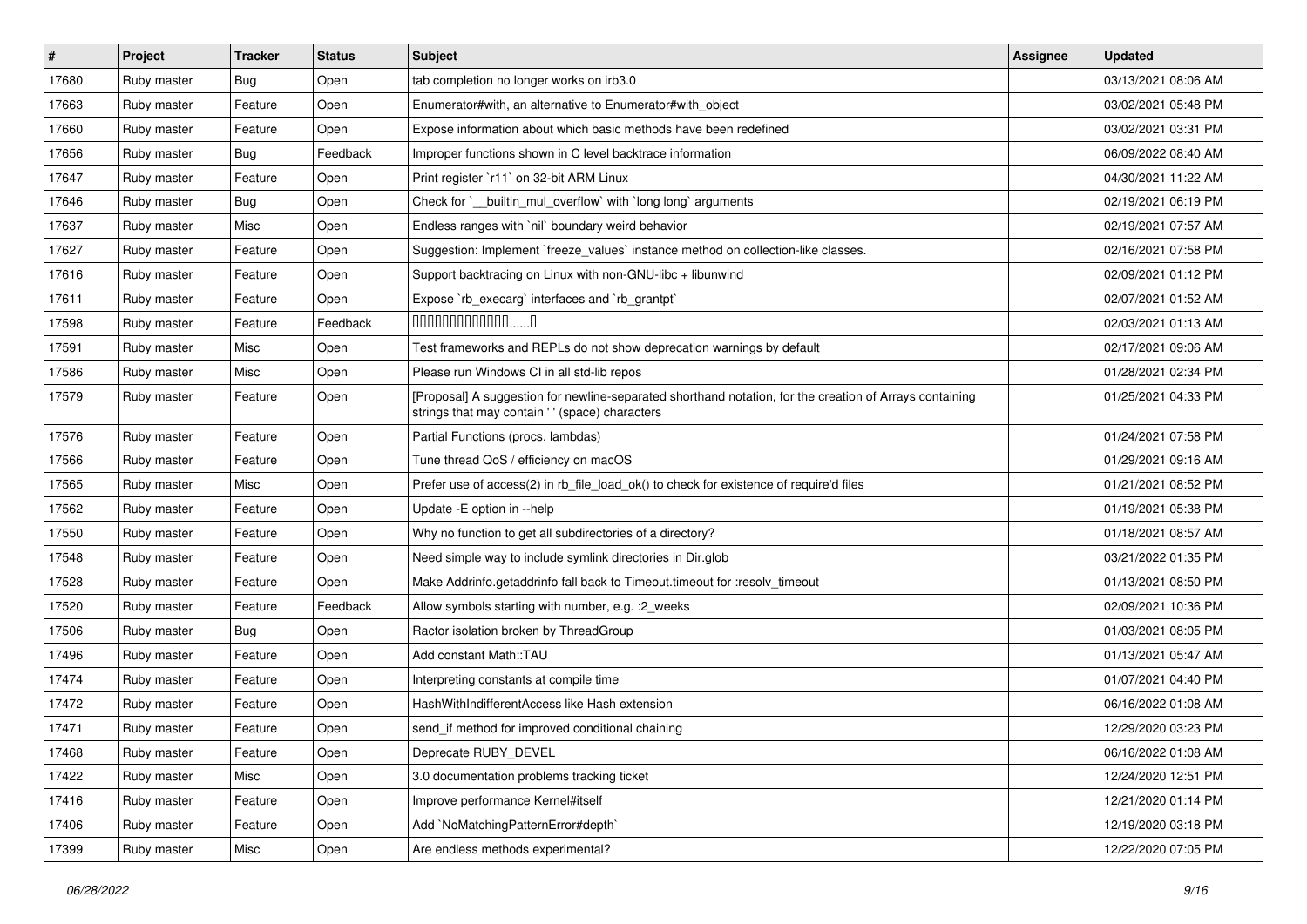| # | Project | Tracker | Status | Subject | Assignee | Updated |
|---|---|---|---|---|---|---|
| 17680 | Ruby master | Bug | Open | tab completion no longer works on irb3.0 | | 03/13/2021 08:06 AM |
| 17663 | Ruby master | Feature | Open | Enumerator#with, an alternative to Enumerator#with_object | | 03/02/2021 05:48 PM |
| 17660 | Ruby master | Feature | Open | Expose information about which basic methods have been redefined | | 03/02/2021 03:31 PM |
| 17656 | Ruby master | Bug | Feedback | Improper functions shown in C level backtrace information | | 06/09/2022 08:40 AM |
| 17647 | Ruby master | Feature | Open | Print register `r11` on 32-bit ARM Linux | | 04/30/2021 11:22 AM |
| 17646 | Ruby master | Bug | Open | Check for `__builtin_mul_overflow` with `long long` arguments | | 02/19/2021 06:19 PM |
| 17637 | Ruby master | Misc | Open | Endless ranges with `nil` boundary weird behavior | | 02/19/2021 07:57 AM |
| 17627 | Ruby master | Feature | Open | Suggestion: Implement `freeze_values` instance method on collection-like classes. | | 02/16/2021 07:58 PM |
| 17616 | Ruby master | Feature | Open | Support backtracing on Linux with non-GNU-libc + libunwind | | 02/09/2021 01:12 PM |
| 17611 | Ruby master | Feature | Open | Expose `rb_execarg` interfaces and `rb_grantpt` | | 02/07/2021 01:52 AM |
| 17598 | Ruby master | Feature | Feedback | 0000000000000......0 | | 02/03/2021 01:13 AM |
| 17591 | Ruby master | Misc | Open | Test frameworks and REPLs do not show deprecation warnings by default | | 02/17/2021 09:06 AM |
| 17586 | Ruby master | Misc | Open | Please run Windows CI in all std-lib repos | | 01/28/2021 02:34 PM |
| 17579 | Ruby master | Feature | Open | [Proposal] A suggestion for newline-separated shorthand notation, for the creation of Arrays containing strings that may contain ' ' (space) characters | | 01/25/2021 04:33 PM |
| 17576 | Ruby master | Feature | Open | Partial Functions (procs, lambdas) | | 01/24/2021 07:58 PM |
| 17566 | Ruby master | Feature | Open | Tune thread QoS / efficiency on macOS | | 01/29/2021 09:16 AM |
| 17565 | Ruby master | Misc | Open | Prefer use of access(2) in rb_file_load_ok() to check for existence of require'd files | | 01/21/2021 08:52 PM |
| 17562 | Ruby master | Feature | Open | Update -E option in --help | | 01/19/2021 05:38 PM |
| 17550 | Ruby master | Feature | Open | Why no function to get all subdirectories of a directory? | | 01/18/2021 08:57 AM |
| 17548 | Ruby master | Feature | Open | Need simple way to include symlink directories in Dir.glob | | 03/21/2022 01:35 PM |
| 17528 | Ruby master | Feature | Open | Make Addrinfo.getaddrinfo fall back to Timeout.timeout for :resolv_timeout | | 01/13/2021 08:50 PM |
| 17520 | Ruby master | Feature | Feedback | Allow symbols starting with number, e.g. :2_weeks | | 02/09/2021 10:36 PM |
| 17506 | Ruby master | Bug | Open | Ractor isolation broken by ThreadGroup | | 01/03/2021 08:05 PM |
| 17496 | Ruby master | Feature | Open | Add constant Math::TAU | | 01/13/2021 05:47 AM |
| 17474 | Ruby master | Feature | Open | Interpreting constants at compile time | | 01/07/2021 04:40 PM |
| 17472 | Ruby master | Feature | Open | HashWithIndifferentAccess like Hash extension | | 06/16/2022 01:08 AM |
| 17471 | Ruby master | Feature | Open | send_if method for improved conditional chaining | | 12/29/2020 03:23 PM |
| 17468 | Ruby master | Feature | Open | Deprecate RUBY_DEVEL | | 06/16/2022 01:08 AM |
| 17422 | Ruby master | Misc | Open | 3.0 documentation problems tracking ticket | | 12/24/2020 12:51 PM |
| 17416 | Ruby master | Feature | Open | Improve performance Kernel#itself | | 12/21/2020 01:14 PM |
| 17406 | Ruby master | Feature | Open | Add `NoMatchingPatternError#depth` | | 12/19/2020 03:18 PM |
| 17399 | Ruby master | Misc | Open | Are endless methods experimental? | | 12/22/2020 07:05 PM |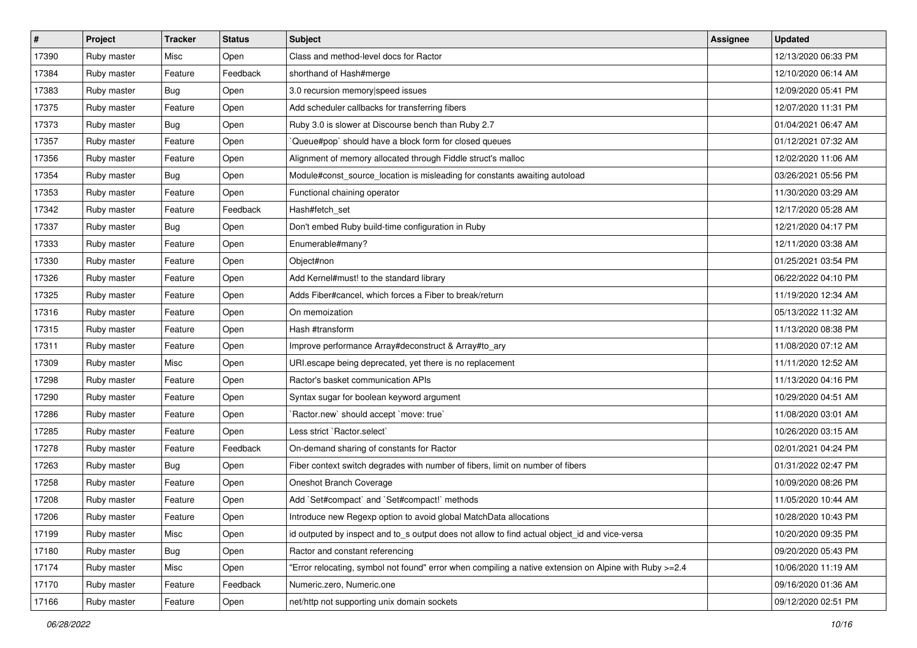| # | Project | Tracker | Status | Subject | Assignee | Updated |
| --- | --- | --- | --- | --- | --- | --- |
| 17390 | Ruby master | Misc | Open | Class and method-level docs for Ractor | | 12/13/2020 06:33 PM |
| 17384 | Ruby master | Feature | Feedback | shorthand of Hash#merge | | 12/10/2020 06:14 AM |
| 17383 | Ruby master | Bug | Open | 3.0 recursion memory\|speed issues | | 12/09/2020 05:41 PM |
| 17375 | Ruby master | Feature | Open | Add scheduler callbacks for transferring fibers | | 12/07/2020 11:31 PM |
| 17373 | Ruby master | Bug | Open | Ruby 3.0 is slower at Discourse bench than Ruby 2.7 | | 01/04/2021 06:47 AM |
| 17357 | Ruby master | Feature | Open | `Queue#pop` should have a block form for closed queues | | 01/12/2021 07:32 AM |
| 17356 | Ruby master | Feature | Open | Alignment of memory allocated through Fiddle struct's malloc | | 12/02/2020 11:06 AM |
| 17354 | Ruby master | Bug | Open | Module#const_source_location is misleading for constants awaiting autoload | | 03/26/2021 05:56 PM |
| 17353 | Ruby master | Feature | Open | Functional chaining operator | | 11/30/2020 03:29 AM |
| 17342 | Ruby master | Feature | Feedback | Hash#fetch_set | | 12/17/2020 05:28 AM |
| 17337 | Ruby master | Bug | Open | Don't embed Ruby build-time configuration in Ruby | | 12/21/2020 04:17 PM |
| 17333 | Ruby master | Feature | Open | Enumerable#many? | | 12/11/2020 03:38 AM |
| 17330 | Ruby master | Feature | Open | Object#non | | 01/25/2021 03:54 PM |
| 17326 | Ruby master | Feature | Open | Add Kernel#must! to the standard library | | 06/22/2022 04:10 PM |
| 17325 | Ruby master | Feature | Open | Adds Fiber#cancel, which forces a Fiber to break/return | | 11/19/2020 12:34 AM |
| 17316 | Ruby master | Feature | Open | On memoization | | 05/13/2022 11:32 AM |
| 17315 | Ruby master | Feature | Open | Hash #transform | | 11/13/2020 08:38 PM |
| 17311 | Ruby master | Feature | Open | Improve performance Array#deconstruct & Array#to_ary | | 11/08/2020 07:12 AM |
| 17309 | Ruby master | Misc | Open | URI.escape being deprecated, yet there is no replacement | | 11/11/2020 12:52 AM |
| 17298 | Ruby master | Feature | Open | Ractor's basket communication APIs | | 11/13/2020 04:16 PM |
| 17290 | Ruby master | Feature | Open | Syntax sugar for boolean keyword argument | | 10/29/2020 04:51 AM |
| 17286 | Ruby master | Feature | Open | `Ractor.new` should accept `move: true` | | 11/08/2020 03:01 AM |
| 17285 | Ruby master | Feature | Open | Less strict `Ractor.select` | | 10/26/2020 03:15 AM |
| 17278 | Ruby master | Feature | Feedback | On-demand sharing of constants for Ractor | | 02/01/2021 04:24 PM |
| 17263 | Ruby master | Bug | Open | Fiber context switch degrades with number of fibers, limit on number of fibers | | 01/31/2022 02:47 PM |
| 17258 | Ruby master | Feature | Open | Oneshot Branch Coverage | | 10/09/2020 08:26 PM |
| 17208 | Ruby master | Feature | Open | Add `Set#compact` and `Set#compact!` methods | | 11/05/2020 10:44 AM |
| 17206 | Ruby master | Feature | Open | Introduce new Regexp option to avoid global MatchData allocations | | 10/28/2020 10:43 PM |
| 17199 | Ruby master | Misc | Open | id outputed by inspect and to_s output does not allow to find actual object_id and vice-versa | | 10/20/2020 09:35 PM |
| 17180 | Ruby master | Bug | Open | Ractor and constant referencing | | 09/20/2020 05:43 PM |
| 17174 | Ruby master | Misc | Open | "Error relocating, symbol not found" error when compiling a native extension on Alpine with Ruby >=2.4 | | 10/06/2020 11:19 AM |
| 17170 | Ruby master | Feature | Feedback | Numeric.zero, Numeric.one | | 09/16/2020 01:36 AM |
| 17166 | Ruby master | Feature | Open | net/http not supporting unix domain sockets | | 09/12/2020 02:51 PM |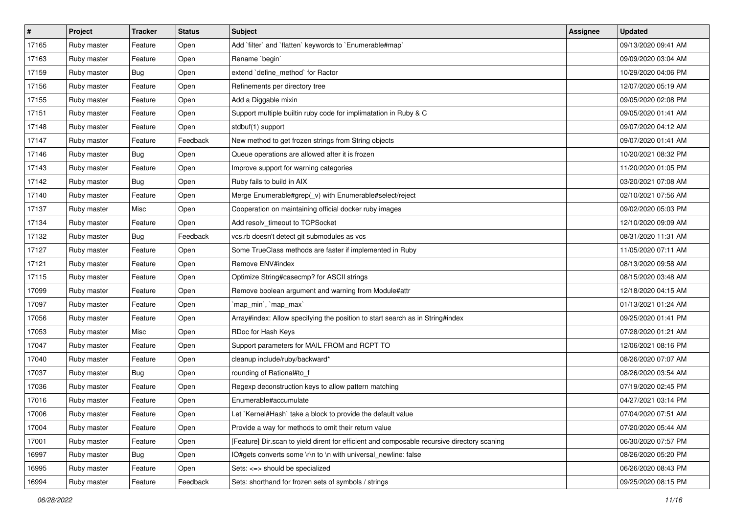| # | Project | Tracker | Status | Subject | Assignee | Updated |
|---|---|---|---|---|---|---|
| 17165 | Ruby master | Feature | Open | Add `filter` and `flatten` keywords to `Enumerable#map` | | 09/13/2020 09:41 AM |
| 17163 | Ruby master | Feature | Open | Rename `begin` | | 09/09/2020 03:04 AM |
| 17159 | Ruby master | Bug | Open | extend `define_method` for Ractor | | 10/29/2020 04:06 PM |
| 17156 | Ruby master | Feature | Open | Refinements per directory tree | | 12/07/2020 05:19 AM |
| 17155 | Ruby master | Feature | Open | Add a Diggable mixin | | 09/05/2020 02:08 PM |
| 17151 | Ruby master | Feature | Open | Support multiple builtin ruby code for implimatation in Ruby & C | | 09/05/2020 01:41 AM |
| 17148 | Ruby master | Feature | Open | stdbuf(1) support | | 09/07/2020 04:12 AM |
| 17147 | Ruby master | Feature | Feedback | New method to get frozen strings from String objects | | 09/07/2020 01:41 AM |
| 17146 | Ruby master | Bug | Open | Queue operations are allowed after it is frozen | | 10/20/2021 08:32 PM |
| 17143 | Ruby master | Feature | Open | Improve support for warning categories | | 11/20/2020 01:05 PM |
| 17142 | Ruby master | Bug | Open | Ruby fails to build in AIX | | 03/20/2021 07:08 AM |
| 17140 | Ruby master | Feature | Open | Merge Enumerable#grep(_v) with Enumerable#select/reject | | 02/10/2021 07:56 AM |
| 17137 | Ruby master | Misc | Open | Cooperation on maintaining official docker ruby images | | 09/02/2020 05:03 PM |
| 17134 | Ruby master | Feature | Open | Add resolv_timeout to TCPSocket | | 12/10/2020 09:09 AM |
| 17132 | Ruby master | Bug | Feedback | vcs.rb doesn't detect git submodules as vcs | | 08/31/2020 11:31 AM |
| 17127 | Ruby master | Feature | Open | Some TrueClass methods are faster if implemented in Ruby | | 11/05/2020 07:11 AM |
| 17121 | Ruby master | Feature | Open | Remove ENV#index | | 08/13/2020 09:58 AM |
| 17115 | Ruby master | Feature | Open | Optimize String#casecmp? for ASCII strings | | 08/15/2020 03:48 AM |
| 17099 | Ruby master | Feature | Open | Remove boolean argument and warning from Module#attr | | 12/18/2020 04:15 AM |
| 17097 | Ruby master | Feature | Open | `map_min`, `map_max` | | 01/13/2021 01:24 AM |
| 17056 | Ruby master | Feature | Open | Array#index: Allow specifying the position to start search as in String#index | | 09/25/2020 01:41 PM |
| 17053 | Ruby master | Misc | Open | RDoc for Hash Keys | | 07/28/2020 01:21 AM |
| 17047 | Ruby master | Feature | Open | Support parameters for MAIL FROM and RCPT TO | | 12/06/2021 08:16 PM |
| 17040 | Ruby master | Feature | Open | cleanup include/ruby/backward* | | 08/26/2020 07:07 AM |
| 17037 | Ruby master | Bug | Open | rounding of Rational#to_f | | 08/26/2020 03:54 AM |
| 17036 | Ruby master | Feature | Open | Regexp deconstruction keys to allow pattern matching | | 07/19/2020 02:45 PM |
| 17016 | Ruby master | Feature | Open | Enumerable#accumulate | | 04/27/2021 03:14 PM |
| 17006 | Ruby master | Feature | Open | Let `Kernel#Hash` take a block to provide the default value | | 07/04/2020 07:51 AM |
| 17004 | Ruby master | Feature | Open | Provide a way for methods to omit their return value | | 07/20/2020 05:44 AM |
| 17001 | Ruby master | Feature | Open | [Feature] Dir.scan to yield dirent for efficient and composable recursive directory scaning | | 06/30/2020 07:57 PM |
| 16997 | Ruby master | Bug | Open | IO#gets converts some \r\n to \n with universal_newline: false | | 08/26/2020 05:20 PM |
| 16995 | Ruby master | Feature | Open | Sets: <=> should be specialized | | 06/26/2020 08:43 PM |
| 16994 | Ruby master | Feature | Feedback | Sets: shorthand for frozen sets of symbols / strings | | 09/25/2020 08:15 PM |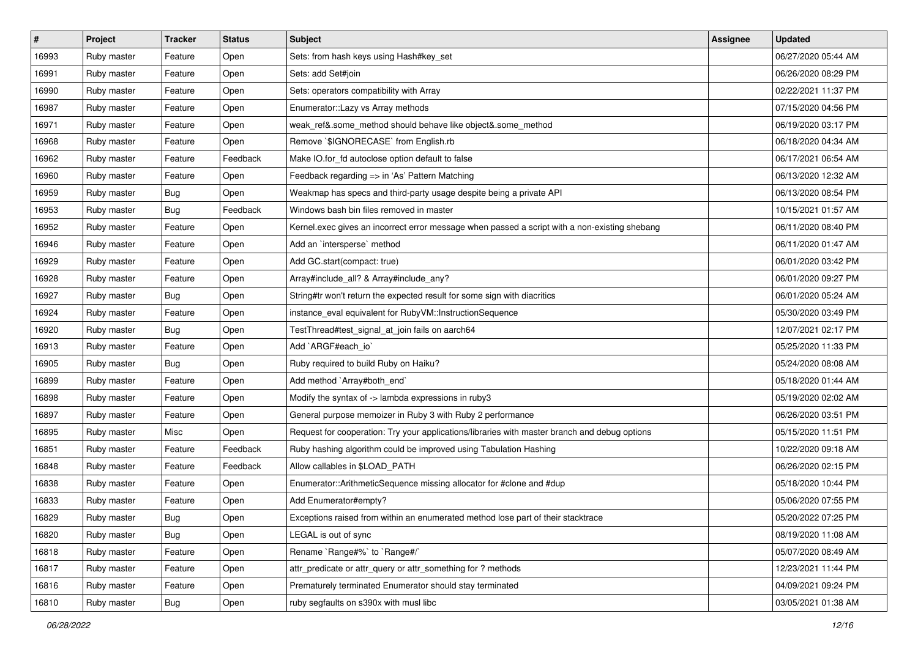| # | Project | Tracker | Status | Subject | Assignee | Updated |
|---|---|---|---|---|---|---|
| 16993 | Ruby master | Feature | Open | Sets: from hash keys using Hash#key_set | | 06/27/2020 05:44 AM |
| 16991 | Ruby master | Feature | Open | Sets: add Set#join | | 06/26/2020 08:29 PM |
| 16990 | Ruby master | Feature | Open | Sets: operators compatibility with Array | | 02/22/2021 11:37 PM |
| 16987 | Ruby master | Feature | Open | Enumerator::Lazy vs Array methods | | 07/15/2020 04:56 PM |
| 16971 | Ruby master | Feature | Open | weak_ref&.some_method should behave like object&.some_method | | 06/19/2020 03:17 PM |
| 16968 | Ruby master | Feature | Open | Remove `$IGNORECASE` from English.rb | | 06/18/2020 04:34 AM |
| 16962 | Ruby master | Feature | Feedback | Make IO.for_fd autoclose option default to false | | 06/17/2021 06:54 AM |
| 16960 | Ruby master | Feature | Open | Feedback regarding => in 'As' Pattern Matching | | 06/13/2020 12:32 AM |
| 16959 | Ruby master | Bug | Open | Weakmap has specs and third-party usage despite being a private API | | 06/13/2020 08:54 PM |
| 16953 | Ruby master | Bug | Feedback | Windows bash bin files removed in master | | 10/15/2021 01:57 AM |
| 16952 | Ruby master | Feature | Open | Kernel.exec gives an incorrect error message when passed a script with a non-existing shebang | | 06/11/2020 08:40 PM |
| 16946 | Ruby master | Feature | Open | Add an `intersperse` method | | 06/11/2020 01:47 AM |
| 16929 | Ruby master | Feature | Open | Add GC.start(compact: true) | | 06/01/2020 03:42 PM |
| 16928 | Ruby master | Feature | Open | Array#include_all? & Array#include_any? | | 06/01/2020 09:27 PM |
| 16927 | Ruby master | Bug | Open | String#tr won't return the expected result for some sign with diacritics | | 06/01/2020 05:24 AM |
| 16924 | Ruby master | Feature | Open | instance_eval equivalent for RubyVM::InstructionSequence | | 05/30/2020 03:49 PM |
| 16920 | Ruby master | Bug | Open | TestThread#test_signal_at_join fails on aarch64 | | 12/07/2021 02:17 PM |
| 16913 | Ruby master | Feature | Open | Add `ARGF#each_io` | | 05/25/2020 11:33 PM |
| 16905 | Ruby master | Bug | Open | Ruby required to build Ruby on Haiku? | | 05/24/2020 08:08 AM |
| 16899 | Ruby master | Feature | Open | Add method `Array#both_end` | | 05/18/2020 01:44 AM |
| 16898 | Ruby master | Feature | Open | Modify the syntax of -> lambda expressions in ruby3 | | 05/19/2020 02:02 AM |
| 16897 | Ruby master | Feature | Open | General purpose memoizer in Ruby 3 with Ruby 2 performance | | 06/26/2020 03:51 PM |
| 16895 | Ruby master | Misc | Open | Request for cooperation: Try your applications/libraries with master branch and debug options | | 05/15/2020 11:51 PM |
| 16851 | Ruby master | Feature | Feedback | Ruby hashing algorithm could be improved using Tabulation Hashing | | 10/22/2020 09:18 AM |
| 16848 | Ruby master | Feature | Feedback | Allow callables in $LOAD_PATH | | 06/26/2020 02:15 PM |
| 16838 | Ruby master | Feature | Open | Enumerator::ArithmeticSequence missing allocator for #clone and #dup | | 05/18/2020 10:44 PM |
| 16833 | Ruby master | Feature | Open | Add Enumerator#empty? | | 05/06/2020 07:55 PM |
| 16829 | Ruby master | Bug | Open | Exceptions raised from within an enumerated method lose part of their stacktrace | | 05/20/2022 07:25 PM |
| 16820 | Ruby master | Bug | Open | LEGAL is out of sync | | 08/19/2020 11:08 AM |
| 16818 | Ruby master | Feature | Open | Rename `Range#%` to `Range#/` | | 05/07/2020 08:49 AM |
| 16817 | Ruby master | Feature | Open | attr_predicate or attr_query or attr_something for ? methods | | 12/23/2021 11:44 PM |
| 16816 | Ruby master | Feature | Open | Prematurely terminated Enumerator should stay terminated | | 04/09/2021 09:24 PM |
| 16810 | Ruby master | Bug | Open | ruby segfaults on s390x with musl libc | | 03/05/2021 01:38 AM |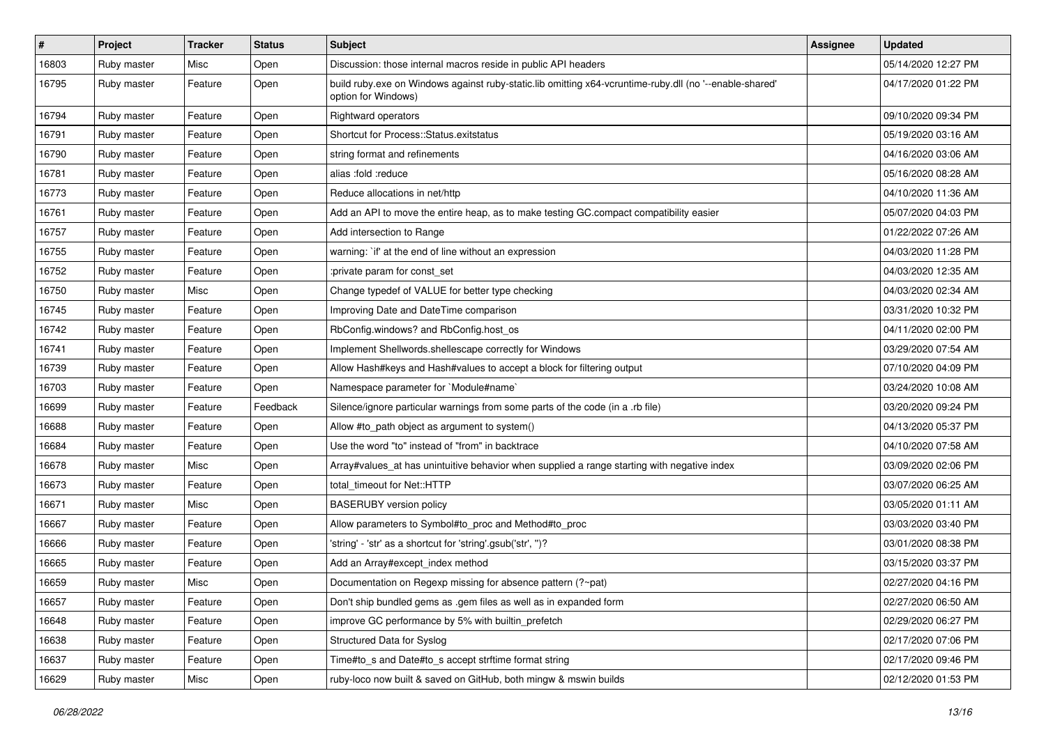| # | Project | Tracker | Status | Subject | Assignee | Updated |
|---|---|---|---|---|---|---|
| 16803 | Ruby master | Misc | Open | Discussion: those internal macros reside in public API headers | | 05/14/2020 12:27 PM |
| 16795 | Ruby master | Feature | Open | build ruby.exe on Windows against ruby-static.lib omitting x64-vcruntime-ruby.dll (no '--enable-shared' option for Windows) | | 04/17/2020 01:22 PM |
| 16794 | Ruby master | Feature | Open | Rightward operators | | 09/10/2020 09:34 PM |
| 16791 | Ruby master | Feature | Open | Shortcut for Process::Status.exitstatus | | 05/19/2020 03:16 AM |
| 16790 | Ruby master | Feature | Open | string format and refinements | | 04/16/2020 03:06 AM |
| 16781 | Ruby master | Feature | Open | alias :fold :reduce | | 05/16/2020 08:28 AM |
| 16773 | Ruby master | Feature | Open | Reduce allocations in net/http | | 04/10/2020 11:36 AM |
| 16761 | Ruby master | Feature | Open | Add an API to move the entire heap, as to make testing GC.compact compatibility easier | | 05/07/2020 04:03 PM |
| 16757 | Ruby master | Feature | Open | Add intersection to Range | | 01/22/2022 07:26 AM |
| 16755 | Ruby master | Feature | Open | warning: `if' at the end of line without an expression | | 04/03/2020 11:28 PM |
| 16752 | Ruby master | Feature | Open | :private param for const_set | | 04/03/2020 12:35 AM |
| 16750 | Ruby master | Misc | Open | Change typedef of VALUE for better type checking | | 04/03/2020 02:34 AM |
| 16745 | Ruby master | Feature | Open | Improving Date and DateTime comparison | | 03/31/2020 10:32 PM |
| 16742 | Ruby master | Feature | Open | RbConfig.windows? and RbConfig.host_os | | 04/11/2020 02:00 PM |
| 16741 | Ruby master | Feature | Open | Implement Shellwords.shellescape correctly for Windows | | 03/29/2020 07:54 AM |
| 16739 | Ruby master | Feature | Open | Allow Hash#keys and Hash#values to accept a block for filtering output | | 07/10/2020 04:09 PM |
| 16703 | Ruby master | Feature | Open | Namespace parameter for `Module#name` | | 03/24/2020 10:08 AM |
| 16699 | Ruby master | Feature | Feedback | Silence/ignore particular warnings from some parts of the code (in a .rb file) | | 03/20/2020 09:24 PM |
| 16688 | Ruby master | Feature | Open | Allow #to_path object as argument to system() | | 04/13/2020 05:37 PM |
| 16684 | Ruby master | Feature | Open | Use the word "to" instead of "from" in backtrace | | 04/10/2020 07:58 AM |
| 16678 | Ruby master | Misc | Open | Array#values_at has unintuitive behavior when supplied a range starting with negative index | | 03/09/2020 02:06 PM |
| 16673 | Ruby master | Feature | Open | total_timeout for Net::HTTP | | 03/07/2020 06:25 AM |
| 16671 | Ruby master | Misc | Open | BASERUBY version policy | | 03/05/2020 01:11 AM |
| 16667 | Ruby master | Feature | Open | Allow parameters to Symbol#to_proc and Method#to_proc | | 03/03/2020 03:40 PM |
| 16666 | Ruby master | Feature | Open | 'string' - 'str' as a shortcut for 'string'.gsub('str', '')? | | 03/01/2020 08:38 PM |
| 16665 | Ruby master | Feature | Open | Add an Array#except_index method | | 03/15/2020 03:37 PM |
| 16659 | Ruby master | Misc | Open | Documentation on Regexp missing for absence pattern (?~pat) | | 02/27/2020 04:16 PM |
| 16657 | Ruby master | Feature | Open | Don't ship bundled gems as .gem files as well as in expanded form | | 02/27/2020 06:50 AM |
| 16648 | Ruby master | Feature | Open | improve GC performance by 5% with builtin_prefetch | | 02/29/2020 06:27 PM |
| 16638 | Ruby master | Feature | Open | Structured Data for Syslog | | 02/17/2020 07:06 PM |
| 16637 | Ruby master | Feature | Open | Time#to_s and Date#to_s accept strftime format string | | 02/17/2020 09:46 PM |
| 16629 | Ruby master | Misc | Open | ruby-loco now built & saved on GitHub, both mingw & mswin builds | | 02/12/2020 01:53 PM |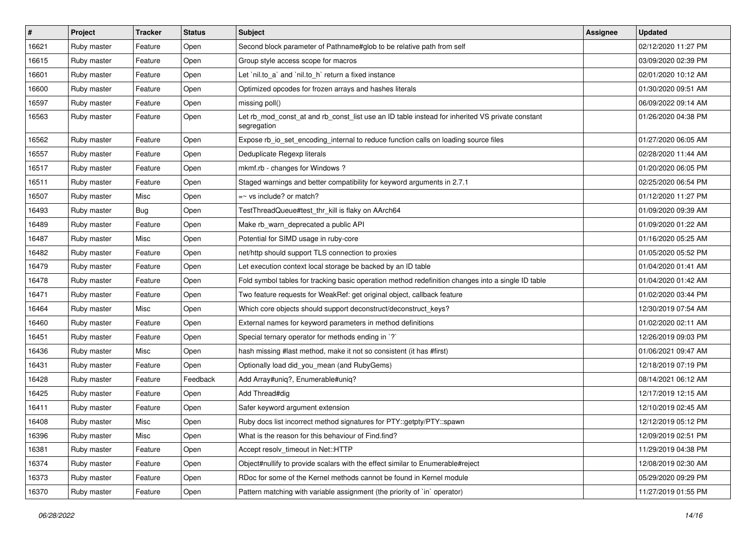| # | Project | Tracker | Status | Subject | Assignee | Updated |
|---|---|---|---|---|---|---|
| 16621 | Ruby master | Feature | Open | Second block parameter of Pathname#glob to be relative path from self | | 02/12/2020 11:27 PM |
| 16615 | Ruby master | Feature | Open | Group style access scope for macros | | 03/09/2020 02:39 PM |
| 16601 | Ruby master | Feature | Open | Let `nil.to_a` and `nil.to_h` return a fixed instance | | 02/01/2020 10:12 AM |
| 16600 | Ruby master | Feature | Open | Optimized opcodes for frozen arrays and hashes literals | | 01/30/2020 09:51 AM |
| 16597 | Ruby master | Feature | Open | missing poll() | | 06/09/2022 09:14 AM |
| 16563 | Ruby master | Feature | Open | Let rb_mod_const_at and rb_const_list use an ID table instead for inherited VS private constant segregation | | 01/26/2020 04:38 PM |
| 16562 | Ruby master | Feature | Open | Expose rb_io_set_encoding_internal to reduce function calls on loading source files | | 01/27/2020 06:05 AM |
| 16557 | Ruby master | Feature | Open | Deduplicate Regexp literals | | 02/28/2020 11:44 AM |
| 16517 | Ruby master | Feature | Open | mkmf.rb - changes for Windows ? | | 01/20/2020 06:05 PM |
| 16511 | Ruby master | Feature | Open | Staged warnings and better compatibility for keyword arguments in 2.7.1 | | 02/25/2020 06:54 PM |
| 16507 | Ruby master | Misc | Open | =~ vs include? or match? | | 01/12/2020 11:27 PM |
| 16493 | Ruby master | Bug | Open | TestThreadQueue#test_thr_kill is flaky on AArch64 | | 01/09/2020 09:39 AM |
| 16489 | Ruby master | Feature | Open | Make rb_warn_deprecated a public API | | 01/09/2020 01:22 AM |
| 16487 | Ruby master | Misc | Open | Potential for SIMD usage in ruby-core | | 01/16/2020 05:25 AM |
| 16482 | Ruby master | Feature | Open | net/http should support TLS connection to proxies | | 01/05/2020 05:52 PM |
| 16479 | Ruby master | Feature | Open | Let execution context local storage be backed by an ID table | | 01/04/2020 01:41 AM |
| 16478 | Ruby master | Feature | Open | Fold symbol tables for tracking basic operation method redefinition changes into a single ID table | | 01/04/2020 01:42 AM |
| 16471 | Ruby master | Feature | Open | Two feature requests for WeakRef: get original object, callback feature | | 01/02/2020 03:44 PM |
| 16464 | Ruby master | Misc | Open | Which core objects should support deconstruct/deconstruct_keys? | | 12/30/2019 07:54 AM |
| 16460 | Ruby master | Feature | Open | External names for keyword parameters in method definitions | | 01/02/2020 02:11 AM |
| 16451 | Ruby master | Feature | Open | Special ternary operator for methods ending in `?` | | 12/26/2019 09:03 PM |
| 16436 | Ruby master | Misc | Open | hash missing #last method, make it not so consistent (it has #first) | | 01/06/2021 09:47 AM |
| 16431 | Ruby master | Feature | Open | Optionally load did_you_mean (and RubyGems) | | 12/18/2019 07:19 PM |
| 16428 | Ruby master | Feature | Feedback | Add Array#uniq?, Enumerable#uniq? | | 08/14/2021 06:12 AM |
| 16425 | Ruby master | Feature | Open | Add Thread#dig | | 12/17/2019 12:15 AM |
| 16411 | Ruby master | Feature | Open | Safer keyword argument extension | | 12/10/2019 02:45 AM |
| 16408 | Ruby master | Misc | Open | Ruby docs list incorrect method signatures for PTY::getpty/PTY::spawn | | 12/12/2019 05:12 PM |
| 16396 | Ruby master | Misc | Open | What is the reason for this behaviour of Find.find? | | 12/09/2019 02:51 PM |
| 16381 | Ruby master | Feature | Open | Accept resolv_timeout in Net::HTTP | | 11/29/2019 04:38 PM |
| 16374 | Ruby master | Feature | Open | Object#nullify to provide scalars with the effect similar to Enumerable#reject | | 12/08/2019 02:30 AM |
| 16373 | Ruby master | Feature | Open | RDoc for some of the Kernel methods cannot be found in Kernel module | | 05/29/2020 09:29 PM |
| 16370 | Ruby master | Feature | Open | Pattern matching with variable assignment (the priority of `in` operator) | | 11/27/2019 01:55 PM |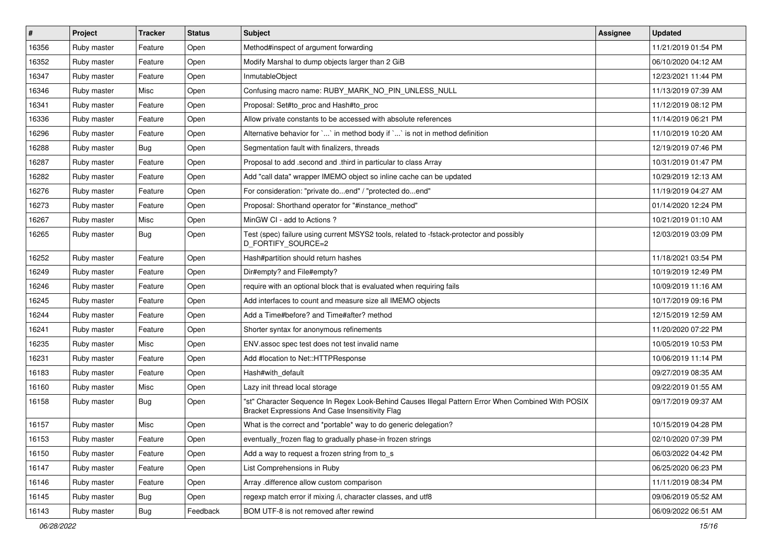| # | Project | Tracker | Status | Subject | Assignee | Updated |
| --- | --- | --- | --- | --- | --- | --- |
| 16356 | Ruby master | Feature | Open | Method#inspect of argument forwarding | | 11/21/2019 01:54 PM |
| 16352 | Ruby master | Feature | Open | Modify Marshal to dump objects larger than 2 GiB | | 06/10/2020 04:12 AM |
| 16347 | Ruby master | Feature | Open | InmutableObject | | 12/23/2021 11:44 PM |
| 16346 | Ruby master | Misc | Open | Confusing macro name: RUBY_MARK_NO_PIN_UNLESS_NULL | | 11/13/2019 07:39 AM |
| 16341 | Ruby master | Feature | Open | Proposal: Set#to_proc and Hash#to_proc | | 11/12/2019 08:12 PM |
| 16336 | Ruby master | Feature | Open | Allow private constants to be accessed with absolute references | | 11/14/2019 06:21 PM |
| 16296 | Ruby master | Feature | Open | Alternative behavior for `...` in method body if `...` is not in method definition | | 11/10/2019 10:20 AM |
| 16288 | Ruby master | Bug | Open | Segmentation fault with finalizers, threads | | 12/19/2019 07:46 PM |
| 16287 | Ruby master | Feature | Open | Proposal to add .second and .third in particular to class Array | | 10/31/2019 01:47 PM |
| 16282 | Ruby master | Feature | Open | Add "call data" wrapper IMEMO object so inline cache can be updated | | 10/29/2019 12:13 AM |
| 16276 | Ruby master | Feature | Open | For consideration: "private do...end" / "protected do...end" | | 11/19/2019 04:27 AM |
| 16273 | Ruby master | Feature | Open | Proposal: Shorthand operator for "#instance_method" | | 01/14/2020 12:24 PM |
| 16267 | Ruby master | Misc | Open | MinGW CI - add to Actions ? | | 10/21/2019 01:10 AM |
| 16265 | Ruby master | Bug | Open | Test (spec) failure using current MSYS2 tools, related to -fstack-protector and possibly D_FORTIFY_SOURCE=2 | | 12/03/2019 03:09 PM |
| 16252 | Ruby master | Feature | Open | Hash#partition should return hashes | | 11/18/2021 03:54 PM |
| 16249 | Ruby master | Feature | Open | Dir#empty? and File#empty? | | 10/19/2019 12:49 PM |
| 16246 | Ruby master | Feature | Open | require with an optional block that is evaluated when requiring fails | | 10/09/2019 11:16 AM |
| 16245 | Ruby master | Feature | Open | Add interfaces to count and measure size all IMEMO objects | | 10/17/2019 09:16 PM |
| 16244 | Ruby master | Feature | Open | Add a Time#before? and Time#after? method | | 12/15/2019 12:59 AM |
| 16241 | Ruby master | Feature | Open | Shorter syntax for anonymous refinements | | 11/20/2020 07:22 PM |
| 16235 | Ruby master | Misc | Open | ENV.assoc spec test does not test invalid name | | 10/05/2019 10:53 PM |
| 16231 | Ruby master | Feature | Open | Add #location to Net::HTTPResponse | | 10/06/2019 11:14 PM |
| 16183 | Ruby master | Feature | Open | Hash#with_default | | 09/27/2019 08:35 AM |
| 16160 | Ruby master | Misc | Open | Lazy init thread local storage | | 09/22/2019 01:55 AM |
| 16158 | Ruby master | Bug | Open | "st" Character Sequence In Regex Look-Behind Causes Illegal Pattern Error When Combined With POSIX Bracket Expressions And Case Insensitivity Flag | | 09/17/2019 09:37 AM |
| 16157 | Ruby master | Misc | Open | What is the correct and *portable* way to do generic delegation? | | 10/15/2019 04:28 PM |
| 16153 | Ruby master | Feature | Open | eventually_frozen flag to gradually phase-in frozen strings | | 02/10/2020 07:39 PM |
| 16150 | Ruby master | Feature | Open | Add a way to request a frozen string from to_s | | 06/03/2022 04:42 PM |
| 16147 | Ruby master | Feature | Open | List Comprehensions in Ruby | | 06/25/2020 06:23 PM |
| 16146 | Ruby master | Feature | Open | Array .difference allow custom comparison | | 11/11/2019 08:34 PM |
| 16145 | Ruby master | Bug | Open | regexp match error if mixing /i, character classes, and utf8 | | 09/06/2019 05:52 AM |
| 16143 | Ruby master | Bug | Feedback | BOM UTF-8 is not removed after rewind | | 06/09/2022 06:51 AM |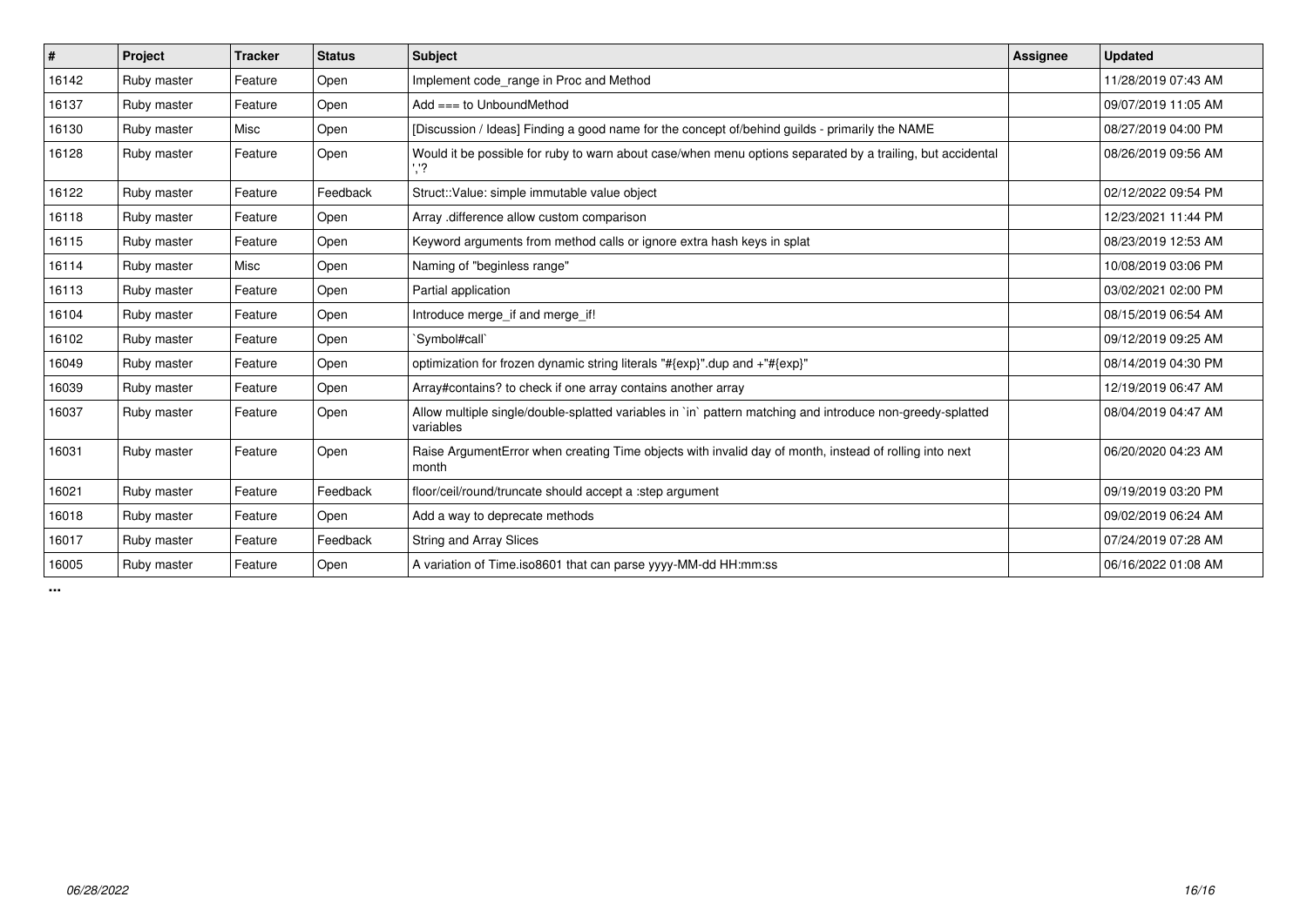| # | Project | Tracker | Status | Subject | Assignee | Updated |
|---|---|---|---|---|---|---|
| 16142 | Ruby master | Feature | Open | Implement code_range in Proc and Method | | 11/28/2019 07:43 AM |
| 16137 | Ruby master | Feature | Open | Add === to UnboundMethod | | 09/07/2019 11:05 AM |
| 16130 | Ruby master | Misc | Open | [Discussion / Ideas] Finding a good name for the concept of/behind guilds - primarily the NAME | | 08/27/2019 04:00 PM |
| 16128 | Ruby master | Feature | Open | Would it be possible for ruby to warn about case/when menu options separated by a trailing, but accidental ','? | | 08/26/2019 09:56 AM |
| 16122 | Ruby master | Feature | Feedback | Struct::Value: simple immutable value object | | 02/12/2022 09:54 PM |
| 16118 | Ruby master | Feature | Open | Array .difference allow custom comparison | | 12/23/2021 11:44 PM |
| 16115 | Ruby master | Feature | Open | Keyword arguments from method calls or ignore extra hash keys in splat | | 08/23/2019 12:53 AM |
| 16114 | Ruby master | Misc | Open | Naming of "beginless range" | | 10/08/2019 03:06 PM |
| 16113 | Ruby master | Feature | Open | Partial application | | 03/02/2021 02:00 PM |
| 16104 | Ruby master | Feature | Open | Introduce merge_if and merge_if! | | 08/15/2019 06:54 AM |
| 16102 | Ruby master | Feature | Open | `Symbol#call` | | 09/12/2019 09:25 AM |
| 16049 | Ruby master | Feature | Open | optimization for frozen dynamic string literals "#{exp}".dup and +"#{exp}" | | 08/14/2019 04:30 PM |
| 16039 | Ruby master | Feature | Open | Array#contains? to check if one array contains another array | | 12/19/2019 06:47 AM |
| 16037 | Ruby master | Feature | Open | Allow multiple single/double-splatted variables in `in` pattern matching and introduce non-greedy-splatted variables | | 08/04/2019 04:47 AM |
| 16031 | Ruby master | Feature | Open | Raise ArgumentError when creating Time objects with invalid day of month, instead of rolling into next month | | 06/20/2020 04:23 AM |
| 16021 | Ruby master | Feature | Feedback | floor/ceil/round/truncate should accept a :step argument | | 09/19/2019 03:20 PM |
| 16018 | Ruby master | Feature | Open | Add a way to deprecate methods | | 09/02/2019 06:24 AM |
| 16017 | Ruby master | Feature | Feedback | String and Array Slices | | 07/24/2019 07:28 AM |
| 16005 | Ruby master | Feature | Open | A variation of Time.iso8601 that can parse yyyy-MM-dd HH:mm:ss | | 06/16/2022 01:08 AM |

...